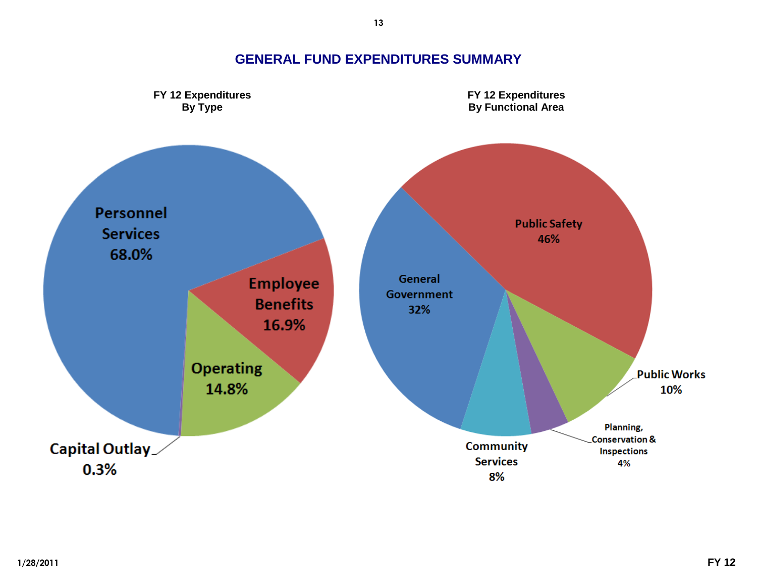# GENERAL FUND EXPENDITURES SUMMARY

**FY 12 Expenditures By Type**

| Type | Percent |
|---|---|
| Personnel Services | 68.0% |
| Employee Benefits | 16.9% |
| Operating | 14.8% |
| Capital Outlay | 0.3% |

**FY 12 Expenditures By Functional Area**

| Functional Area | Percent |
|---|---|
| Public Safety | 46% |
| General Government | 32% |
| Public Works | 10% |
| Community Services | 8% |
| Planning, Conservation & Inspections | 4% |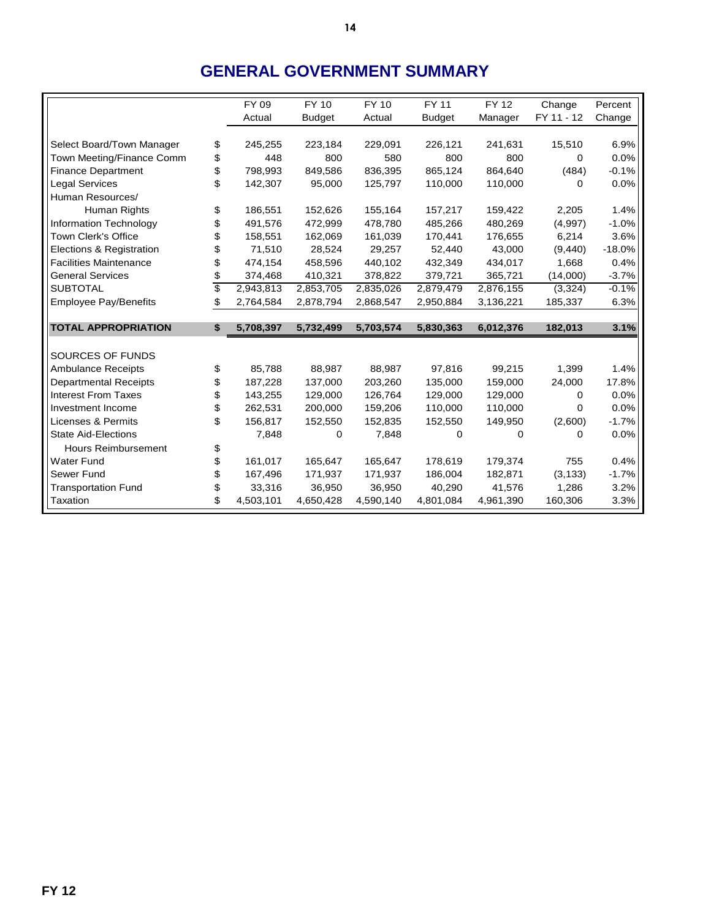# GENERAL GOVERNMENT SUMMARY

| | | FY 09 Actual | FY 10 Budget | FY 10 Actual | FY 11 Budget | FY 12 Manager | Change FY 11 - 12 | Percent Change |
|---|---|---|---|---|---|---|---|---|
| Select Board/Town Manager | $ | 245,255 | 223,184 | 229,091 | 226,121 | 241,631 | 15,510 | 6.9% |
| Town Meeting/Finance Comm | $ | 448 | 800 | 580 | 800 | 800 | 0 | 0.0% |
| Finance Department | $ | 798,993 | 849,586 | 836,395 | 865,124 | 864,640 | (484) | -0.1% |
| Legal Services | $ | 142,307 | 95,000 | 125,797 | 110,000 | 110,000 | 0 | 0.0% |
| Human Resources/ Human Rights | $ | 186,551 | 152,626 | 155,164 | 157,217 | 159,422 | 2,205 | 1.4% |
| Information Technology | $ | 491,576 | 472,999 | 478,780 | 485,266 | 480,269 | (4,997) | -1.0% |
| Town Clerk's Office | $ | 158,551 | 162,069 | 161,039 | 170,441 | 176,655 | 6,214 | 3.6% |
| Elections & Registration | $ | 71,510 | 28,524 | 29,257 | 52,440 | 43,000 | (9,440) | -18.0% |
| Facilities Maintenance | $ | 474,154 | 458,596 | 440,102 | 432,349 | 434,017 | 1,668 | 0.4% |
| General Services | $ | 374,468 | 410,321 | 378,822 | 379,721 | 365,721 | (14,000) | -3.7% |
| SUBTOTAL | $ | 2,943,813 | 2,853,705 | 2,835,026 | 2,879,479 | 2,876,155 | (3,324) | -0.1% |
| Employee Pay/Benefits | $ | 2,764,584 | 2,878,794 | 2,868,547 | 2,950,884 | 3,136,221 | 185,337 | 6.3% |
| **TOTAL APPROPRIATION** | **$** | **5,708,397** | **5,732,499** | **5,703,574** | **5,830,363** | **6,012,376** | **182,013** | **3.1%** |
| SOURCES OF FUNDS | | | | | | | | |
| Ambulance Receipts | $ | 85,788 | 88,987 | 88,987 | 97,816 | 99,215 | 1,399 | 1.4% |
| Departmental Receipts | $ | 187,228 | 137,000 | 203,260 | 135,000 | 159,000 | 24,000 | 17.8% |
| Interest From Taxes | $ | 143,255 | 129,000 | 126,764 | 129,000 | 129,000 | 0 | 0.0% |
| Investment Income | $ | 262,531 | 200,000 | 159,206 | 110,000 | 110,000 | 0 | 0.0% |
| Licenses & Permits | $ | 156,817 | 152,550 | 152,835 | 152,550 | 149,950 | (2,600) | -1.7% |
| State Aid-Elections | | 7,848 | 0 | 7,848 | 0 | 0 | 0 | 0.0% |
| Hours Reimbursement | $ | | | | | | | |
| Water Fund | $ | 161,017 | 165,647 | 165,647 | 178,619 | 179,374 | 755 | 0.4% |
| Sewer Fund | $ | 167,496 | 171,937 | 171,937 | 186,004 | 182,871 | (3,133) | -1.7% |
| Transportation Fund | $ | 33,316 | 36,950 | 36,950 | 40,290 | 41,576 | 1,286 | 3.2% |
| Taxation | $ | 4,503,101 | 4,650,428 | 4,590,140 | 4,801,084 | 4,961,390 | 160,306 | 3.3% |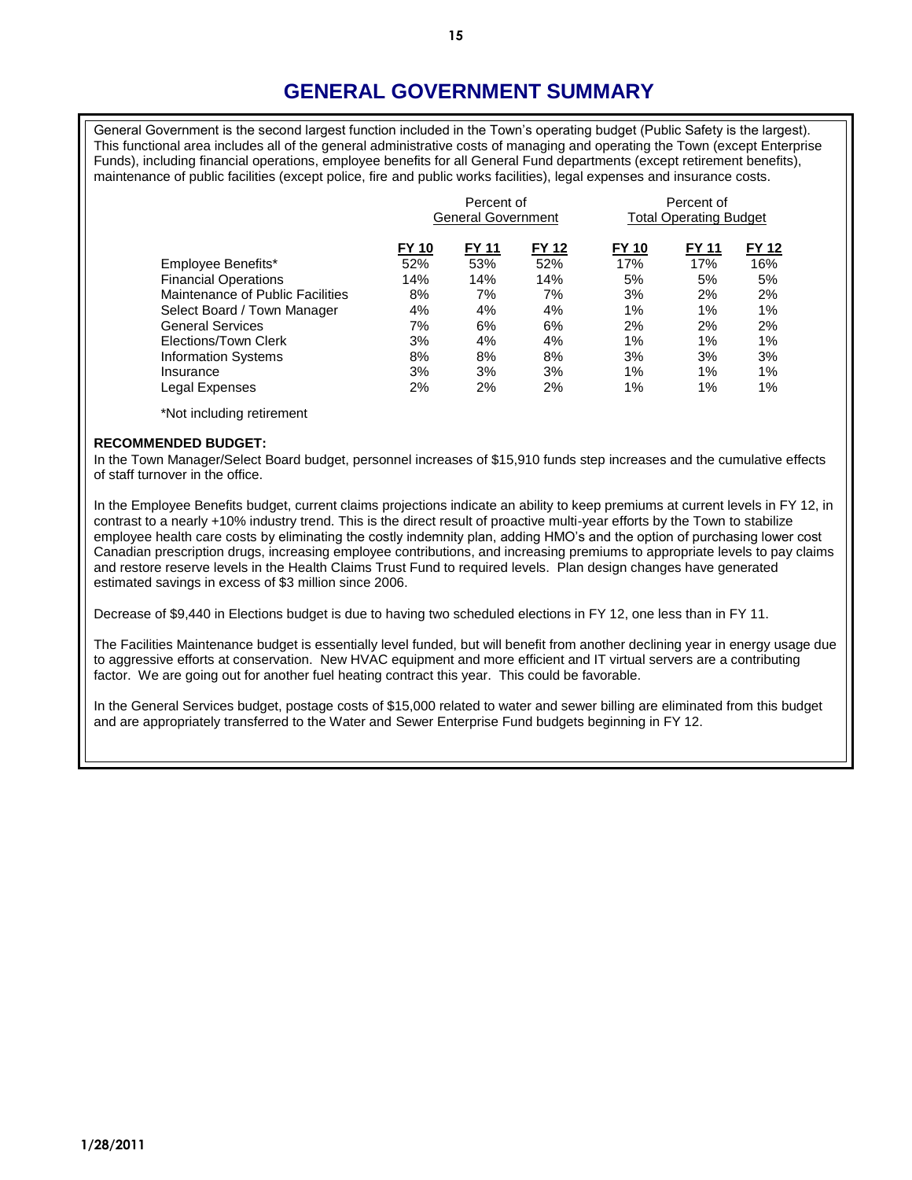# GENERAL GOVERNMENT SUMMARY

General Government is the second largest function included in the Town's operating budget (Public Safety is the largest). This functional area includes all of the general administrative costs of managing and operating the Town (except Enterprise Funds), including financial operations, employee benefits for all General Fund departments (except retirement benefits), maintenance of public facilities (except police, fire and public works facilities), legal expenses and insurance costs.

| | Percent of General Government | | | Percent of Total Operating Budget | | |
|---|---|---|---|---|---|---|
| | FY 10 | FY 11 | FY 12 | FY 10 | FY 11 | FY 12 |
| Employee Benefits* | 52% | 53% | 52% | 17% | 17% | 16% |
| Financial Operations | 14% | 14% | 14% | 5% | 5% | 5% |
| Maintenance of Public Facilities | 8% | 7% | 7% | 3% | 2% | 2% |
| Select Board / Town Manager | 4% | 4% | 4% | 1% | 1% | 1% |
| General Services | 7% | 6% | 6% | 2% | 2% | 2% |
| Elections/Town Clerk | 3% | 4% | 4% | 1% | 1% | 1% |
| Information Systems | 8% | 8% | 8% | 3% | 3% | 3% |
| Insurance | 3% | 3% | 3% | 1% | 1% | 1% |
| Legal Expenses | 2% | 2% | 2% | 1% | 1% | 1% |

*Not including retirement

**RECOMMENDED BUDGET:**

In the Town Manager/Select Board budget, personnel increases of $15,910 funds step increases and the cumulative effects of staff turnover in the office.

In the Employee Benefits budget, current claims projections indicate an ability to keep premiums at current levels in FY 12, in contrast to a nearly +10% industry trend. This is the direct result of proactive multi-year efforts by the Town to stabilize employee health care costs by eliminating the costly indemnity plan, adding HMO's and the option of purchasing lower cost Canadian prescription drugs, increasing employee contributions, and increasing premiums to appropriate levels to pay claims and restore reserve levels in the Health Claims Trust Fund to required levels. Plan design changes have generated estimated savings in excess of $3 million since 2006.

Decrease of $9,440 in Elections budget is due to having two scheduled elections in FY 12, one less than in FY 11.

The Facilities Maintenance budget is essentially level funded, but will benefit from another declining year in energy usage due to aggressive efforts at conservation. New HVAC equipment and more efficient and IT virtual servers are a contributing factor. We are going out for another fuel heating contract this year. This could be favorable.

In the General Services budget, postage costs of $15,000 related to water and sewer billing are eliminated from this budget and are appropriately transferred to the Water and Sewer Enterprise Fund budgets beginning in FY 12.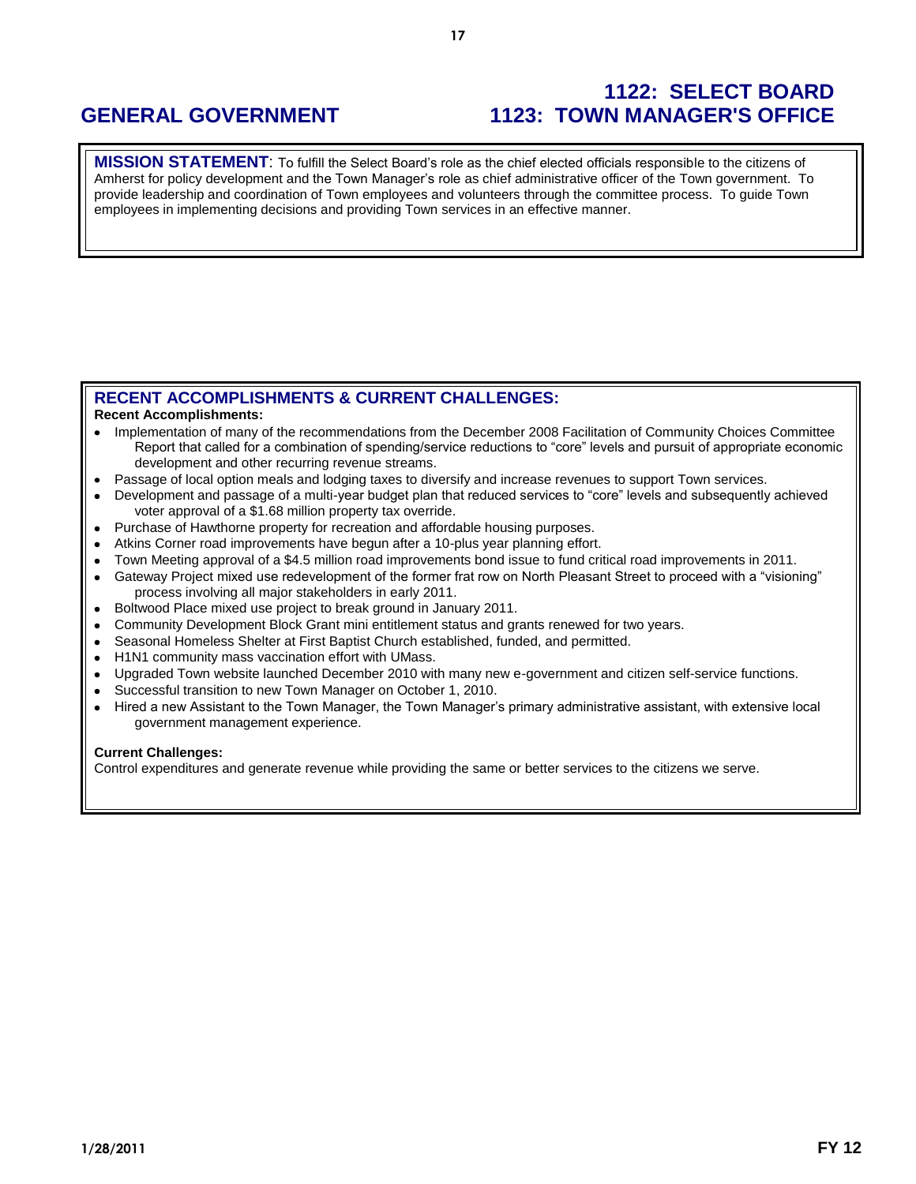# GENERAL GOVERNMENT

# 1122: SELECT BOARD
# 1123: TOWN MANAGER'S OFFICE

**MISSION STATEMENT**: To fulfill the Select Board's role as the chief elected officials responsible to the citizens of Amherst for policy development and the Town Manager's role as chief administrative officer of the Town government. To provide leadership and coordination of Town employees and volunteers through the committee process. To guide Town employees in implementing decisions and providing Town services in an effective manner.

## RECENT ACCOMPLISHMENTS & CURRENT CHALLENGES:

**Recent Accomplishments:**

- Implementation of many of the recommendations from the December 2008 Facilitation of Community Choices Committee Report that called for a combination of spending/service reductions to "core" levels and pursuit of appropriate economic development and other recurring revenue streams.
- Passage of local option meals and lodging taxes to diversify and increase revenues to support Town services.
- Development and passage of a multi-year budget plan that reduced services to "core" levels and subsequently achieved voter approval of a $1.68 million property tax override.
- Purchase of Hawthorne property for recreation and affordable housing purposes.
- Atkins Corner road improvements have begun after a 10-plus year planning effort.
- Town Meeting approval of a $4.5 million road improvements bond issue to fund critical road improvements in 2011.
- Gateway Project mixed use redevelopment of the former frat row on North Pleasant Street to proceed with a "visioning" process involving all major stakeholders in early 2011.
- Boltwood Place mixed use project to break ground in January 2011.
- Community Development Block Grant mini entitlement status and grants renewed for two years.
- Seasonal Homeless Shelter at First Baptist Church established, funded, and permitted.
- H1N1 community mass vaccination effort with UMass.
- Upgraded Town website launched December 2010 with many new e-government and citizen self-service functions.
- Successful transition to new Town Manager on October 1, 2010.
- Hired a new Assistant to the Town Manager, the Town Manager's primary administrative assistant, with extensive local government management experience.

**Current Challenges:**

Control expenditures and generate revenue while providing the same or better services to the citizens we serve.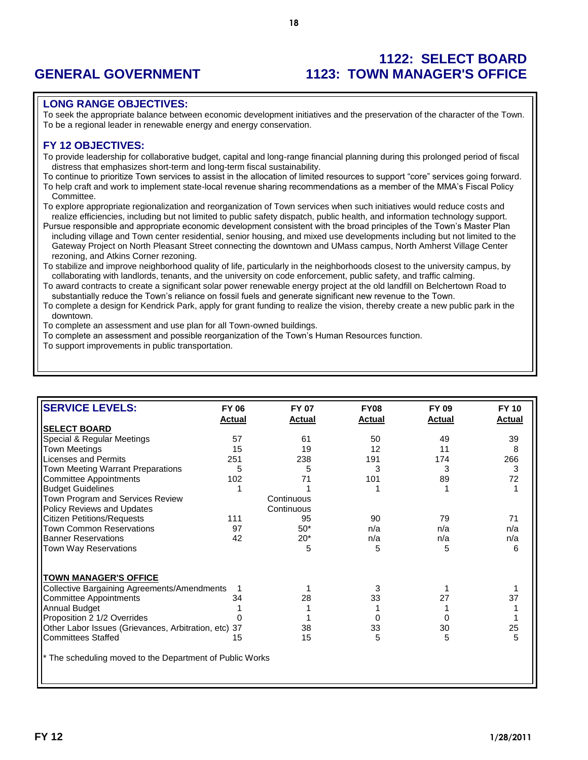# GENERAL GOVERNMENT

# 1122: SELECT BOARD
# 1123: TOWN MANAGER'S OFFICE

## LONG RANGE OBJECTIVES:

To seek the appropriate balance between economic development initiatives and the preservation of the character of the Town.
To be a regional leader in renewable energy and energy conservation.

## FY 12 OBJECTIVES:

To provide leadership for collaborative budget, capital and long-range financial planning during this prolonged period of fiscal distress that emphasizes short-term and long-term fiscal sustainability.

To continue to prioritize Town services to assist in the allocation of limited resources to support "core" services going forward.

To help craft and work to implement state-local revenue sharing recommendations as a member of the MMA's Fiscal Policy Committee.

To explore appropriate regionalization and reorganization of Town services when such initiatives would reduce costs and realize efficiencies, including but not limited to public safety dispatch, public health, and information technology support.

Pursue responsible and appropriate economic development consistent with the broad principles of the Town's Master Plan including village and Town center residential, senior housing, and mixed use developments including but not limited to the Gateway Project on North Pleasant Street connecting the downtown and UMass campus, North Amherst Village Center rezoning, and Atkins Corner rezoning.

To stabilize and improve neighborhood quality of life, particularly in the neighborhoods closest to the university campus, by collaborating with landlords, tenants, and the university on code enforcement, public safety, and traffic calming.

To award contracts to create a significant solar power renewable energy project at the old landfill on Belchertown Road to substantially reduce the Town's reliance on fossil fuels and generate significant new revenue to the Town.

To complete a design for Kendrick Park, apply for grant funding to realize the vision, thereby create a new public park in the downtown.

To complete an assessment and use plan for all Town-owned buildings.

To complete an assessment and possible reorganization of the Town's Human Resources function.

To support improvements in public transportation.

## SERVICE LEVELS:

| | FY 06 Actual | FY 07 Actual | FY08 Actual | FY 09 Actual | FY 10 Actual |
|---|---|---|---|---|---|
| **SELECT BOARD** | | | | | |
| Special & Regular Meetings | 57 | 61 | 50 | 49 | 39 |
| Town Meetings | 15 | 19 | 12 | 11 | 8 |
| Licenses and Permits | 251 | 238 | 191 | 174 | 266 |
| Town Meeting Warrant Preparations | 5 | 5 | 3 | 3 | 3 |
| Committee Appointments | 102 | 71 | 101 | 89 | 72 |
| Budget Guidelines | 1 | 1 | 1 | 1 | 1 |
| Town Program and Services Review | | Continuous | | | |
| Policy Reviews and Updates | | Continuous | | | |
| Citizen Petitions/Requests | 111 | 95 | 90 | 79 | 71 |
| Town Common Reservations | 97 | 50* | n/a | n/a | n/a |
| Banner Reservations | 42 | 20* | n/a | n/a | n/a |
| Town Way Reservations | | 5 | 5 | 5 | 6 |
| **TOWN MANAGER'S OFFICE** | | | | | |
| Collective Bargaining Agreements/Amendments | 1 | 1 | 3 | 1 | 1 |
| Committee Appointments | 34 | 28 | 33 | 27 | 37 |
| Annual Budget | 1 | 1 | 1 | 1 | 1 |
| Proposition 2 1/2 Overrides | 0 | 1 | 0 | 0 | 1 |
| Other Labor Issues (Grievances, Arbitration, etc) | 37 | 38 | 33 | 30 | 25 |
| Committees Staffed | 15 | 15 | 5 | 5 | 5 |

* The scheduling moved to the Department of Public Works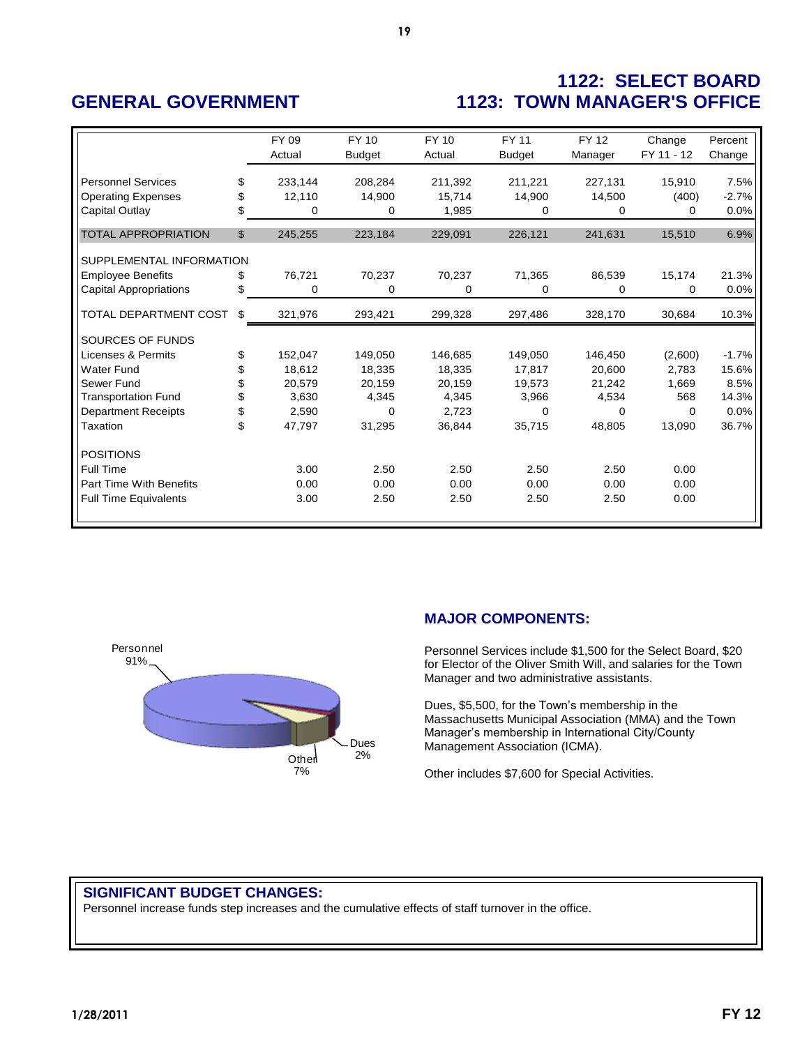# GENERAL GOVERNMENT

# 1122: SELECT BOARD
# 1123: TOWN MANAGER'S OFFICE

| | | FY 09 Actual | FY 10 Budget | FY 10 Actual | FY 11 Budget | FY 12 Manager | Change FY 11 - 12 | Percent Change |
|---|---|---|---|---|---|---|---|---|
| Personnel Services | $ | 233,144 | 208,284 | 211,392 | 211,221 | 227,131 | 15,910 | 7.5% |
| Operating Expenses | $ | 12,110 | 14,900 | 15,714 | 14,900 | 14,500 | (400) | -2.7% |
| Capital Outlay | $ | 0 | 0 | 1,985 | 0 | 0 | 0 | 0.0% |
| TOTAL APPROPRIATION | $ | 245,255 | 223,184 | 229,091 | 226,121 | 241,631 | 15,510 | 6.9% |
| SUPPLEMENTAL INFORMATION | | | | | | | | |
| Employee Benefits | $ | 76,721 | 70,237 | 70,237 | 71,365 | 86,539 | 15,174 | 21.3% |
| Capital Appropriations | $ | 0 | 0 | 0 | 0 | 0 | 0 | 0.0% |
| TOTAL DEPARTMENT COST | $ | 321,976 | 293,421 | 299,328 | 297,486 | 328,170 | 30,684 | 10.3% |
| SOURCES OF FUNDS | | | | | | | | |
| Licenses & Permits | $ | 152,047 | 149,050 | 146,685 | 149,050 | 146,450 | (2,600) | -1.7% |
| Water Fund | $ | 18,612 | 18,335 | 18,335 | 17,817 | 20,600 | 2,783 | 15.6% |
| Sewer Fund | $ | 20,579 | 20,159 | 20,159 | 19,573 | 21,242 | 1,669 | 8.5% |
| Transportation Fund | $ | 3,630 | 4,345 | 4,345 | 3,966 | 4,534 | 568 | 14.3% |
| Department Receipts | $ | 2,590 | 0 | 2,723 | 0 | 0 | 0 | 0.0% |
| Taxation | $ | 47,797 | 31,295 | 36,844 | 35,715 | 48,805 | 13,090 | 36.7% |
| POSITIONS | | | | | | | | |
| Full Time | | 3.00 | 2.50 | 2.50 | 2.50 | 2.50 | 0.00 | |
| Part Time With Benefits | | 0.00 | 0.00 | 0.00 | 0.00 | 0.00 | 0.00 | |
| Full Time Equivalents | | 3.00 | 2.50 | 2.50 | 2.50 | 2.50 | 0.00 | |

Personnel 91%
Dues 2%
Other 7%

## MAJOR COMPONENTS:

Personnel Services include $1,500 for the Select Board, $20 for Elector of the Oliver Smith Will, and salaries for the Town Manager and two administrative assistants.

Dues, $5,500, for the Town's membership in the Massachusetts Municipal Association (MMA) and the Town Manager's membership in International City/County Management Association (ICMA).

Other includes $7,600 for Special Activities.

## SIGNIFICANT BUDGET CHANGES:

Personnel increase funds step increases and the cumulative effects of staff turnover in the office.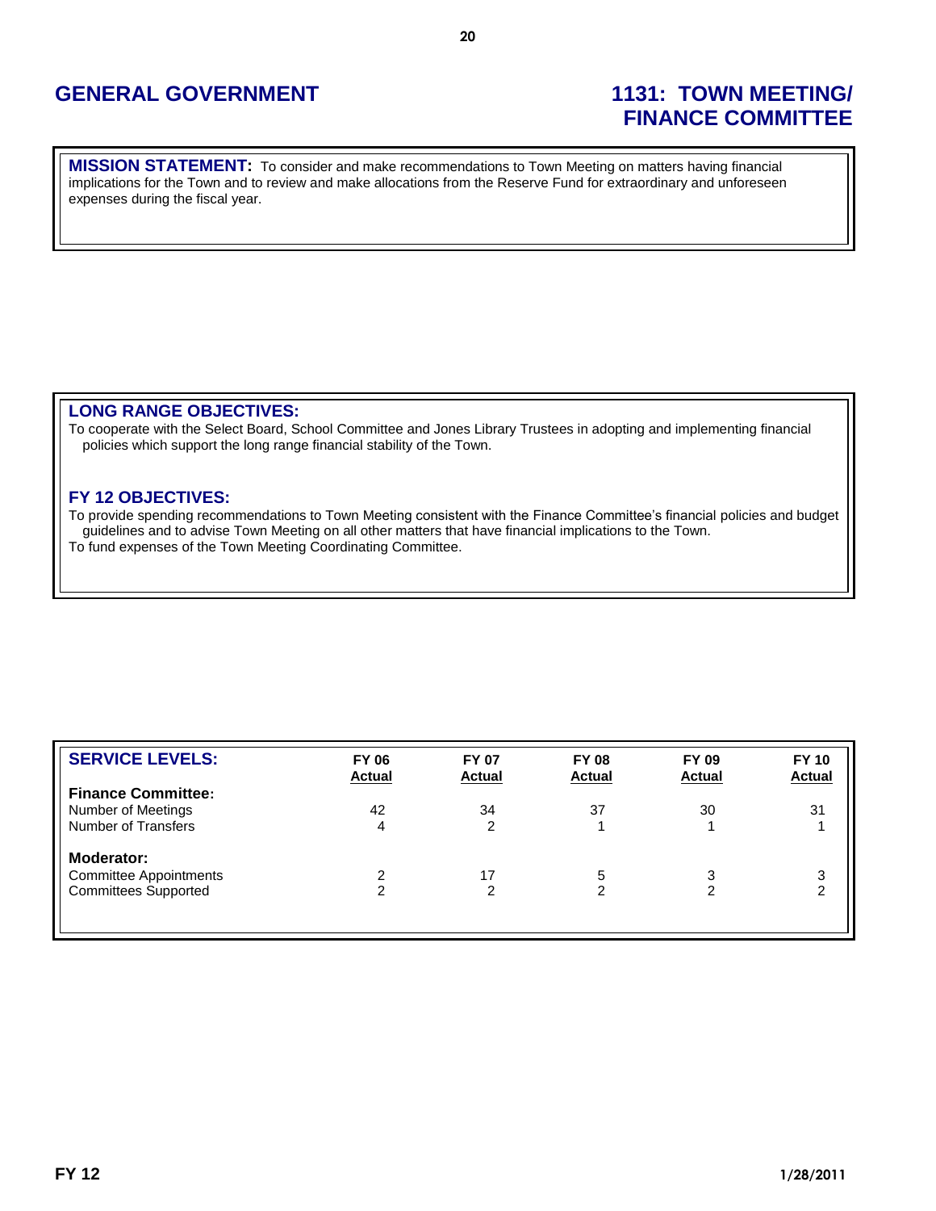# GENERAL GOVERNMENT

# 1131: TOWN MEETING/ FINANCE COMMITTEE

**MISSION STATEMENT:** To consider and make recommendations to Town Meeting on matters having financial implications for the Town and to review and make allocations from the Reserve Fund for extraordinary and unforeseen expenses during the fiscal year.

## LONG RANGE OBJECTIVES:

To cooperate with the Select Board, School Committee and Jones Library Trustees in adopting and implementing financial policies which support the long range financial stability of the Town.

## FY 12 OBJECTIVES:

To provide spending recommendations to Town Meeting consistent with the Finance Committee's financial policies and budget guidelines and to advise Town Meeting on all other matters that have financial implications to the Town.

To fund expenses of the Town Meeting Coordinating Committee.

| SERVICE LEVELS: | FY 06 Actual | FY 07 Actual | FY 08 Actual | FY 09 Actual | FY 10 Actual |
|---|---|---|---|---|---|
| **Finance Committee:** | | | | | |
| Number of Meetings | 42 | 34 | 37 | 30 | 31 |
| Number of Transfers | 4 | 2 | 1 | 1 | 1 |
| **Moderator:** | | | | | |
| Committee Appointments | 2 | 17 | 5 | 3 | 3 |
| Committees Supported | 2 | 2 | 2 | 2 | 2 |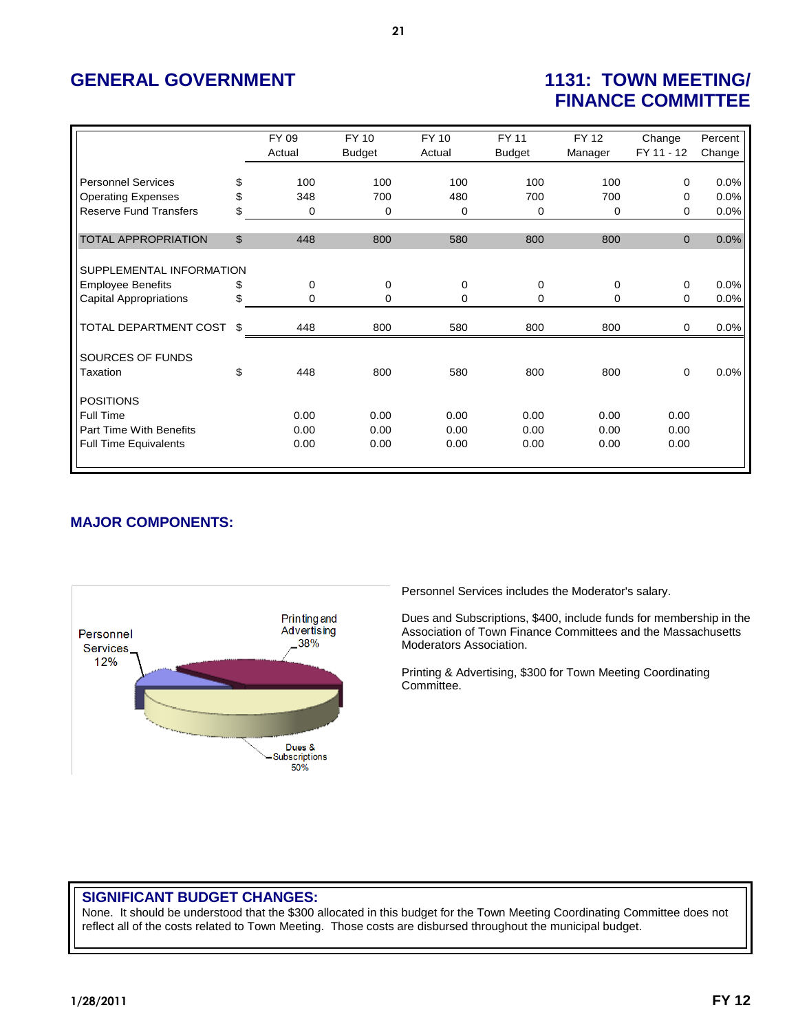# GENERAL GOVERNMENT

# 1131: TOWN MEETING/ FINANCE COMMITTEE

| | | FY 09 Actual | FY 10 Budget | FY 10 Actual | FY 11 Budget | FY 12 Manager | Change FY 11 - 12 | Percent Change |
|---|---|---|---|---|---|---|---|---|
| Personnel Services | $ | 100 | 100 | 100 | 100 | 100 | 0 | 0.0% |
| Operating Expenses | $ | 348 | 700 | 480 | 700 | 700 | 0 | 0.0% |
| Reserve Fund Transfers | $ | 0 | 0 | 0 | 0 | 0 | 0 | 0.0% |
| TOTAL APPROPRIATION | $ | 448 | 800 | 580 | 800 | 800 | 0 | 0.0% |
| SUPPLEMENTAL INFORMATION | | | | | | | | |
| Employee Benefits | $ | 0 | 0 | 0 | 0 | 0 | 0 | 0.0% |
| Capital Appropriations | $ | 0 | 0 | 0 | 0 | 0 | 0 | 0.0% |
| TOTAL DEPARTMENT COST | $ | 448 | 800 | 580 | 800 | 800 | 0 | 0.0% |
| SOURCES OF FUNDS | | | | | | | | |
| Taxation | $ | 448 | 800 | 580 | 800 | 800 | 0 | 0.0% |
| POSITIONS | | | | | | | | |
| Full Time | | 0.00 | 0.00 | 0.00 | 0.00 | 0.00 | 0.00 | |
| Part Time With Benefits | | 0.00 | 0.00 | 0.00 | 0.00 | 0.00 | 0.00 | |
| Full Time Equivalents | | 0.00 | 0.00 | 0.00 | 0.00 | 0.00 | 0.00 | |

## MAJOR COMPONENTS:

Personnel Services 12%; Printing and Advertising 38%; Dues & Subscriptions 50%

Personnel Services includes the Moderator's salary.

Dues and Subscriptions, $400, include funds for membership in the Association of Town Finance Committees and the Massachusetts Moderators Association.

Printing & Advertising, $300 for Town Meeting Coordinating Committee.

## SIGNIFICANT BUDGET CHANGES:

None. It should be understood that the $300 allocated in this budget for the Town Meeting Coordinating Committee does not reflect all of the costs related to Town Meeting. Those costs are disbursed throughout the municipal budget.

1/28/2011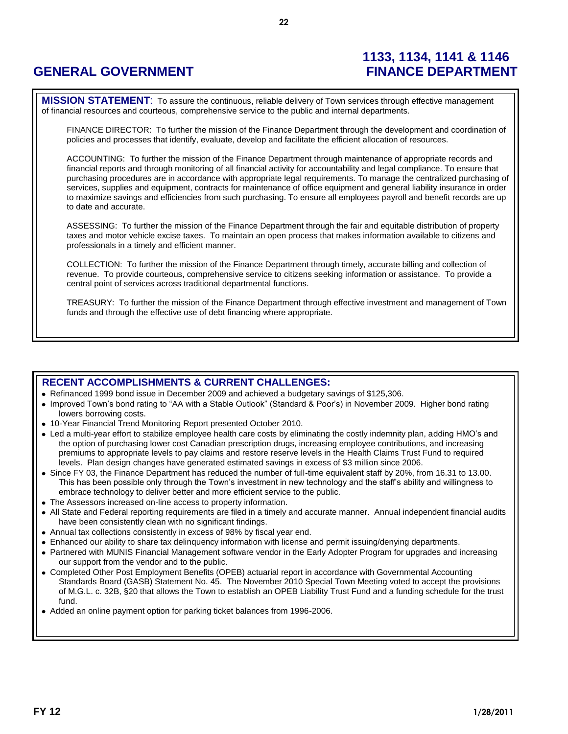# GENERAL GOVERNMENT

# 1133, 1134, 1141 & 1146 FINANCE DEPARTMENT

**MISSION STATEMENT**: To assure the continuous, reliable delivery of Town services through effective management of financial resources and courteous, comprehensive service to the public and internal departments.

FINANCE DIRECTOR: To further the mission of the Finance Department through the development and coordination of policies and processes that identify, evaluate, develop and facilitate the efficient allocation of resources.

ACCOUNTING: To further the mission of the Finance Department through maintenance of appropriate records and financial reports and through monitoring of all financial activity for accountability and legal compliance. To ensure that purchasing procedures are in accordance with appropriate legal requirements. To manage the centralized purchasing of services, supplies and equipment, contracts for maintenance of office equipment and general liability insurance in order to maximize savings and efficiencies from such purchasing. To ensure all employees payroll and benefit records are up to date and accurate.

ASSESSING: To further the mission of the Finance Department through the fair and equitable distribution of property taxes and motor vehicle excise taxes. To maintain an open process that makes information available to citizens and professionals in a timely and efficient manner.

COLLECTION: To further the mission of the Finance Department through timely, accurate billing and collection of revenue. To provide courteous, comprehensive service to citizens seeking information or assistance. To provide a central point of services across traditional departmental functions.

TREASURY: To further the mission of the Finance Department through effective investment and management of Town funds and through the effective use of debt financing where appropriate.

## RECENT ACCOMPLISHMENTS & CURRENT CHALLENGES:

- Refinanced 1999 bond issue in December 2009 and achieved a budgetary savings of $125,306.
- Improved Town's bond rating to "AA with a Stable Outlook" (Standard & Poor's) in November 2009. Higher bond rating lowers borrowing costs.
- 10-Year Financial Trend Monitoring Report presented October 2010.
- Led a multi-year effort to stabilize employee health care costs by eliminating the costly indemnity plan, adding HMO's and the option of purchasing lower cost Canadian prescription drugs, increasing employee contributions, and increasing premiums to appropriate levels to pay claims and restore reserve levels in the Health Claims Trust Fund to required levels. Plan design changes have generated estimated savings in excess of $3 million since 2006.
- Since FY 03, the Finance Department has reduced the number of full-time equivalent staff by 20%, from 16.31 to 13.00. This has been possible only through the Town's investment in new technology and the staff's ability and willingness to embrace technology to deliver better and more efficient service to the public.
- The Assessors increased on-line access to property information.
- All State and Federal reporting requirements are filed in a timely and accurate manner. Annual independent financial audits have been consistently clean with no significant findings.
- Annual tax collections consistently in excess of 98% by fiscal year end.
- Enhanced our ability to share tax delinquency information with license and permit issuing/denying departments.
- Partnered with MUNIS Financial Management software vendor in the Early Adopter Program for upgrades and increasing our support from the vendor and to the public.
- Completed Other Post Employment Benefits (OPEB) actuarial report in accordance with Governmental Accounting Standards Board (GASB) Statement No. 45. The November 2010 Special Town Meeting voted to accept the provisions of M.G.L. c. 32B, §20 that allows the Town to establish an OPEB Liability Trust Fund and a funding schedule for the trust fund.
- Added an online payment option for parking ticket balances from 1996-2006.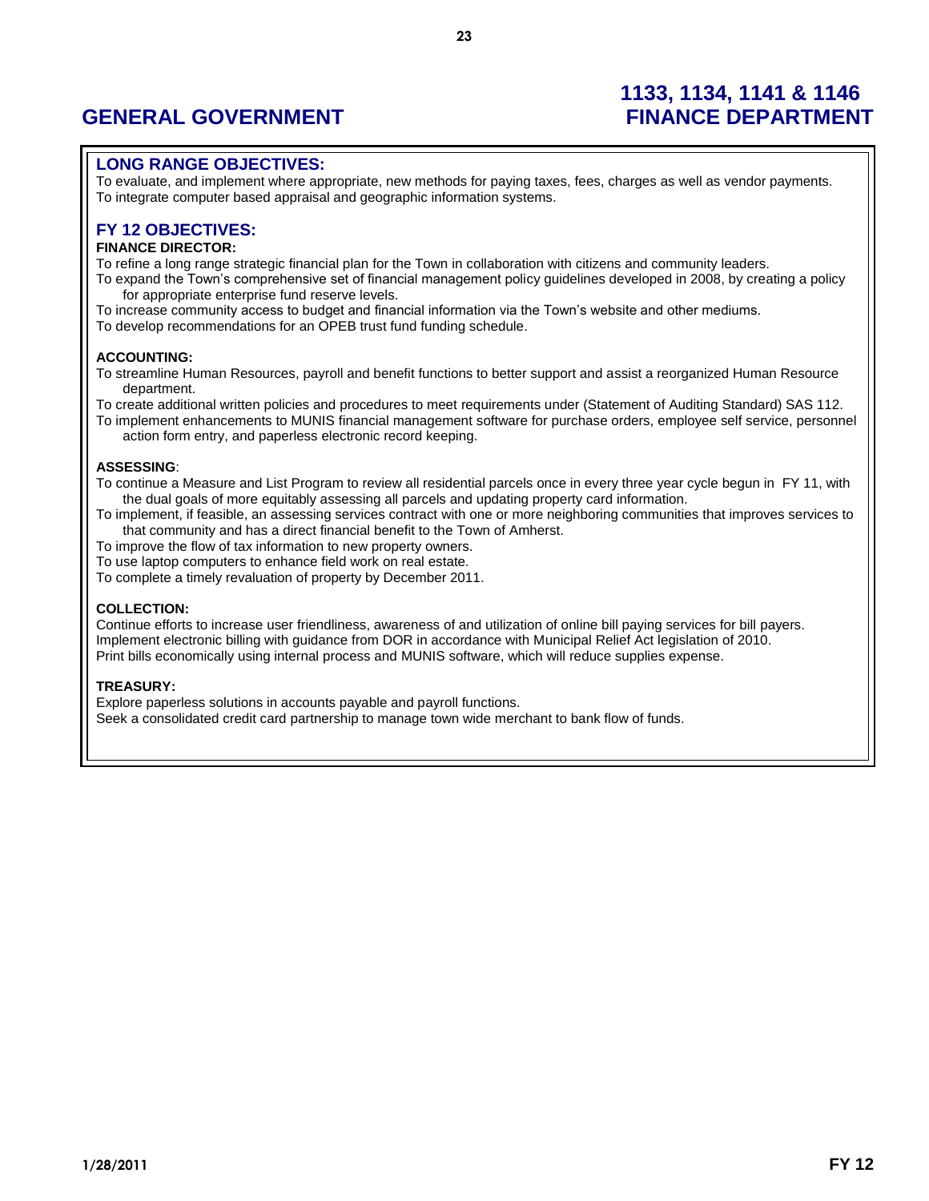# GENERAL GOVERNMENT

# 1133, 1134, 1141 & 1146 FINANCE DEPARTMENT

## LONG RANGE OBJECTIVES:

To evaluate, and implement where appropriate, new methods for paying taxes, fees, charges as well as vendor payments.
To integrate computer based appraisal and geographic information systems.

## FY 12 OBJECTIVES:

**FINANCE DIRECTOR:**

To refine a long range strategic financial plan for the Town in collaboration with citizens and community leaders.
To expand the Town's comprehensive set of financial management policy guidelines developed in 2008, by creating a policy for appropriate enterprise fund reserve levels.
To increase community access to budget and financial information via the Town's website and other mediums.
To develop recommendations for an OPEB trust fund funding schedule.

**ACCOUNTING:**

To streamline Human Resources, payroll and benefit functions to better support and assist a reorganized Human Resource department.
To create additional written policies and procedures to meet requirements under (Statement of Auditing Standard) SAS 112.
To implement enhancements to MUNIS financial management software for purchase orders, employee self service, personnel action form entry, and paperless electronic record keeping.

**ASSESSING**:

To continue a Measure and List Program to review all residential parcels once in every three year cycle begun in FY 11, with the dual goals of more equitably assessing all parcels and updating property card information.
To implement, if feasible, an assessing services contract with one or more neighboring communities that improves services to that community and has a direct financial benefit to the Town of Amherst.
To improve the flow of tax information to new property owners.
To use laptop computers to enhance field work on real estate.
To complete a timely revaluation of property by December 2011.

**COLLECTION:**

Continue efforts to increase user friendliness, awareness of and utilization of online bill paying services for bill payers.
Implement electronic billing with guidance from DOR in accordance with Municipal Relief Act legislation of 2010.
Print bills economically using internal process and MUNIS software, which will reduce supplies expense.

**TREASURY:**

Explore paperless solutions in accounts payable and payroll functions.
Seek a consolidated credit card partnership to manage town wide merchant to bank flow of funds.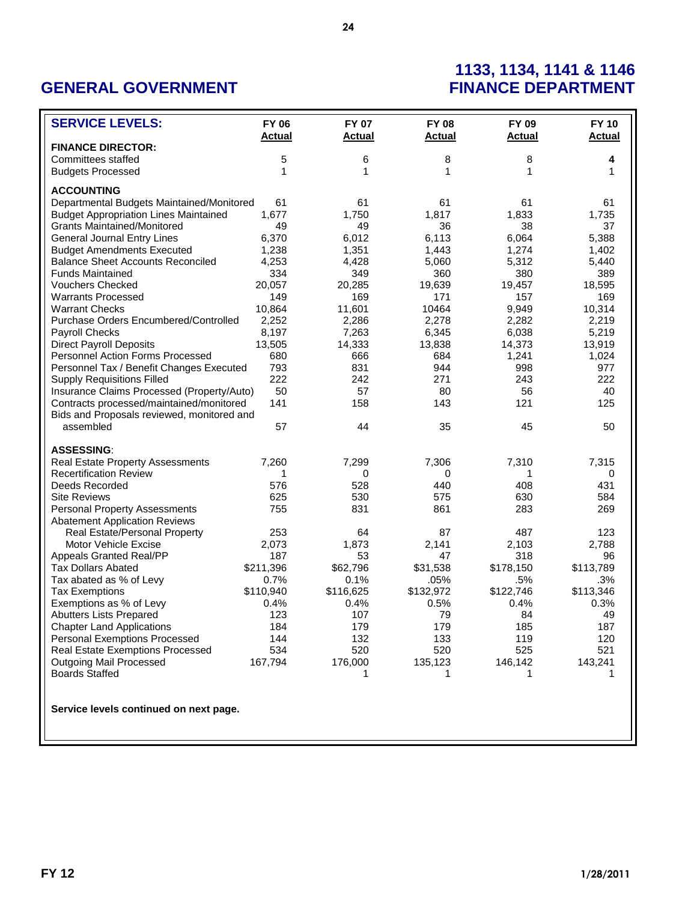## GENERAL GOVERNMENT

## 1133, 1134, 1141 & 1146 FINANCE DEPARTMENT

| SERVICE LEVELS: | FY 06 Actual | FY 07 Actual | FY 08 Actual | FY 09 Actual | FY 10 Actual |
|---|---|---|---|---|---|
| **FINANCE DIRECTOR:** | | | | | |
| Committees staffed | 5 | 6 | 8 | 8 | **4** |
| Budgets Processed | 1 | 1 | 1 | 1 | 1 |
| **ACCOUNTING** | | | | | |
| Departmental Budgets Maintained/Monitored | 61 | 61 | 61 | 61 | 61 |
| Budget Appropriation Lines Maintained | 1,677 | 1,750 | 1,817 | 1,833 | 1,735 |
| Grants Maintained/Monitored | 49 | 49 | 36 | 38 | 37 |
| General Journal Entry Lines | 6,370 | 6,012 | 6,113 | 6,064 | 5,388 |
| Budget Amendments Executed | 1,238 | 1,351 | 1,443 | 1,274 | 1,402 |
| Balance Sheet Accounts Reconciled | 4,253 | 4,428 | 5,060 | 5,312 | 5,440 |
| Funds Maintained | 334 | 349 | 360 | 380 | 389 |
| Vouchers Checked | 20,057 | 20,285 | 19,639 | 19,457 | 18,595 |
| Warrants Processed | 149 | 169 | 171 | 157 | 169 |
| Warrant Checks | 10,864 | 11,601 | 10464 | 9,949 | 10,314 |
| Purchase Orders Encumbered/Controlled | 2,252 | 2,286 | 2,278 | 2,282 | 2,219 |
| Payroll Checks | 8,197 | 7,263 | 6,345 | 6,038 | 5,219 |
| Direct Payroll Deposits | 13,505 | 14,333 | 13,838 | 14,373 | 13,919 |
| Personnel Action Forms Processed | 680 | 666 | 684 | 1,241 | 1,024 |
| Personnel Tax / Benefit Changes Executed | 793 | 831 | 944 | 998 | 977 |
| Supply Requisitions Filled | 222 | 242 | 271 | 243 | 222 |
| Insurance Claims Processed (Property/Auto) | 50 | 57 | 80 | 56 | 40 |
| Contracts processed/maintained/monitored | 141 | 158 | 143 | 121 | 125 |
| Bids and Proposals reviewed, monitored and assembled | 57 | 44 | 35 | 45 | 50 |
| **ASSESSING**: | | | | | |
| Real Estate Property Assessments | 7,260 | 7,299 | 7,306 | 7,310 | 7,315 |
| Recertification Review | 1 | 0 | 0 | 1 | 0 |
| Deeds Recorded | 576 | 528 | 440 | 408 | 431 |
| Site Reviews | 625 | 530 | 575 | 630 | 584 |
| Personal Property Assessments | 755 | 831 | 861 | 283 | 269 |
| Abatement Application Reviews | | | | | |
| Real Estate/Personal Property | 253 | 64 | 87 | 487 | 123 |
| Motor Vehicle Excise | 2,073 | 1,873 | 2,141 | 2,103 | 2,788 |
| Appeals Granted Real/PP | 187 | 53 | 47 | 318 | 96 |
| Tax Dollars Abated | $211,396 | $62,796 | $31,538 | $178,150 | $113,789 |
| Tax abated as % of Levy | 0.7% | 0.1% | .05% | .5% | .3% |
| Tax Exemptions | $110,940 | $116,625 | $132,972 | $122,746 | $113,346 |
| Exemptions as % of Levy | 0.4% | 0.4% | 0.5% | 0.4% | 0.3% |
| Abutters Lists Prepared | 123 | 107 | 79 | 84 | 49 |
| Chapter Land Applications | 184 | 179 | 179 | 185 | 187 |
| Personal Exemptions Processed | 144 | 132 | 133 | 119 | 120 |
| Real Estate Exemptions Processed | 534 | 520 | 520 | 525 | 521 |
| Outgoing Mail Processed | 167,794 | 176,000 | 135,123 | 146,142 | 143,241 |
| Boards Staffed | | 1 | 1 | 1 | 1 |

**Service levels continued on next page.**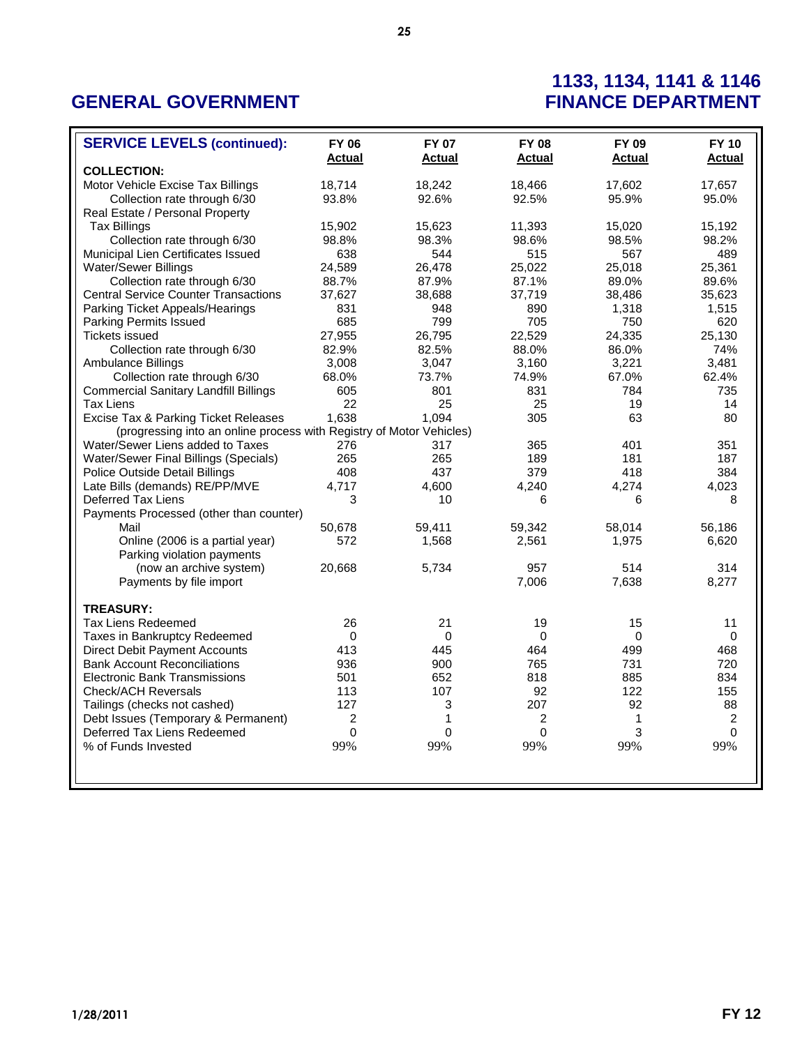# GENERAL GOVERNMENT

# 1133, 1134, 1141 & 1146 FINANCE DEPARTMENT

| SERVICE LEVELS (continued): | FY 06 Actual | FY 07 Actual | FY 08 Actual | FY 09 Actual | FY 10 Actual |
|---|---|---|---|---|---|
| **COLLECTION:** | | | | | |
| Motor Vehicle Excise Tax Billings | 18,714 | 18,242 | 18,466 | 17,602 | 17,657 |
| Collection rate through 6/30 | 93.8% | 92.6% | 92.5% | 95.9% | 95.0% |
| Real Estate / Personal Property Tax Billings | 15,902 | 15,623 | 11,393 | 15,020 | 15,192 |
| Collection rate through 6/30 | 98.8% | 98.3% | 98.6% | 98.5% | 98.2% |
| Municipal Lien Certificates Issued | 638 | 544 | 515 | 567 | 489 |
| Water/Sewer Billings | 24,589 | 26,478 | 25,022 | 25,018 | 25,361 |
| Collection rate through 6/30 | 88.7% | 87.9% | 87.1% | 89.0% | 89.6% |
| Central Service Counter Transactions | 37,627 | 38,688 | 37,719 | 38,486 | 35,623 |
| Parking Ticket Appeals/Hearings | 831 | 948 | 890 | 1,318 | 1,515 |
| Parking Permits Issued | 685 | 799 | 705 | 750 | 620 |
| Tickets issued | 27,955 | 26,795 | 22,529 | 24,335 | 25,130 |
| Collection rate through 6/30 | 82.9% | 82.5% | 88.0% | 86.0% | 74% |
| Ambulance Billings | 3,008 | 3,047 | 3,160 | 3,221 | 3,481 |
| Collection rate through 6/30 | 68.0% | 73.7% | 74.9% | 67.0% | 62.4% |
| Commercial Sanitary Landfill Billings | 605 | 801 | 831 | 784 | 735 |
| Tax Liens | 22 | 25 | 25 | 19 | 14 |
| Excise Tax & Parking Ticket Releases | 1,638 | 1,094 | 305 | 63 | 80 |
| (progressing into an online process with Registry of Motor Vehicles) | | | | | |
| Water/Sewer Liens added to Taxes | 276 | 317 | 365 | 401 | 351 |
| Water/Sewer Final Billings (Specials) | 265 | 265 | 189 | 181 | 187 |
| Police Outside Detail Billings | 408 | 437 | 379 | 418 | 384 |
| Late Bills (demands) RE/PP/MVE | 4,717 | 4,600 | 4,240 | 4,274 | 4,023 |
| Deferred Tax Liens | 3 | 10 | 6 | 6 | 8 |
| Payments Processed (other than counter) | | | | | |
| Mail | 50,678 | 59,411 | 59,342 | 58,014 | 56,186 |
| Online (2006 is a partial year) | 572 | 1,568 | 2,561 | 1,975 | 6,620 |
| Parking violation payments (now an archive system) | 20,668 | 5,734 | 957 | 514 | 314 |
| Payments by file import | | | 7,006 | 7,638 | 8,277 |
| **TREASURY:** | | | | | |
| Tax Liens Redeemed | 26 | 21 | 19 | 15 | 11 |
| Taxes in Bankruptcy Redeemed | 0 | 0 | 0 | 0 | 0 |
| Direct Debit Payment Accounts | 413 | 445 | 464 | 499 | 468 |
| Bank Account Reconciliations | 936 | 900 | 765 | 731 | 720 |
| Electronic Bank Transmissions | 501 | 652 | 818 | 885 | 834 |
| Check/ACH Reversals | 113 | 107 | 92 | 122 | 155 |
| Tailings (checks not cashed) | 127 | 3 | 207 | 92 | 88 |
| Debt Issues (Temporary & Permanent) | 2 | 1 | 2 | 1 | 2 |
| Deferred Tax Liens Redeemed | 0 | 0 | 0 | 3 | 0 |
| % of Funds Invested | 99% | 99% | 99% | 99% | 99% |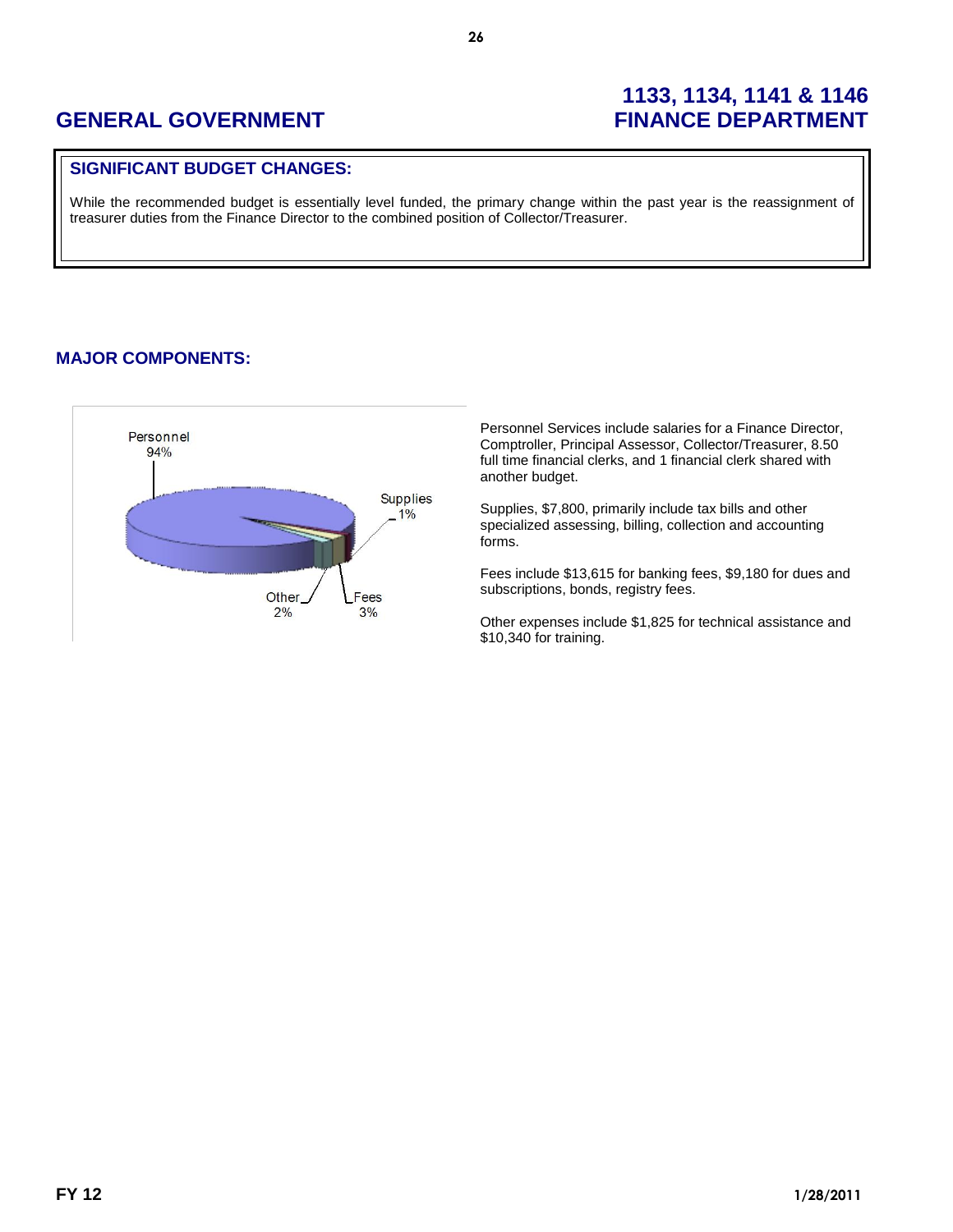## GENERAL GOVERNMENT

## 1133, 1134, 1141 & 1146 FINANCE DEPARTMENT

### SIGNIFICANT BUDGET CHANGES:

While the recommended budget is essentially level funded, the primary change within the past year is the reassignment of treasurer duties from the Finance Director to the combined position of Collector/Treasurer.

### MAJOR COMPONENTS:

Personnel 94%
Supplies 1%
Other 2%
Fees 3%

Personnel Services include salaries for a Finance Director, Comptroller, Principal Assessor, Collector/Treasurer, 8.50 full time financial clerks, and 1 financial clerk shared with another budget.

Supplies, $7,800, primarily include tax bills and other specialized assessing, billing, collection and accounting forms.

Fees include $13,615 for banking fees, $9,180 for dues and subscriptions, bonds, registry fees.

Other expenses include $1,825 for technical assistance and $10,340 for training.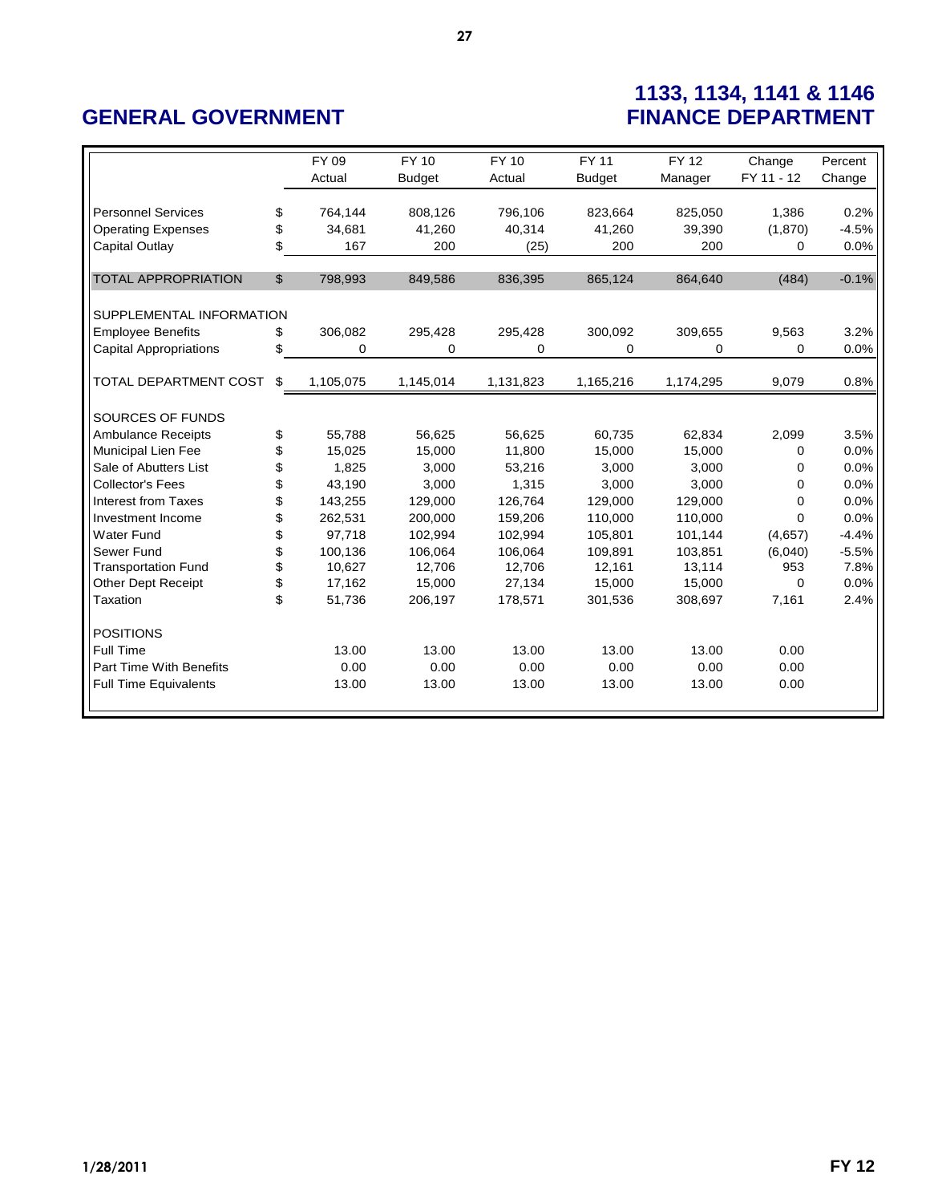# GENERAL GOVERNMENT

## 1133, 1134, 1141 & 1146 FINANCE DEPARTMENT

| | | FY 09 Actual | FY 10 Budget | FY 10 Actual | FY 11 Budget | FY 12 Manager | Change FY 11 - 12 | Percent Change |
|---|---|---|---|---|---|---|---|---|
| Personnel Services | $ | 764,144 | 808,126 | 796,106 | 823,664 | 825,050 | 1,386 | 0.2% |
| Operating Expenses | $ | 34,681 | 41,260 | 40,314 | 41,260 | 39,390 | (1,870) | -4.5% |
| Capital Outlay | $ | 167 | 200 | (25) | 200 | 200 | 0 | 0.0% |
| TOTAL APPROPRIATION | $ | 798,993 | 849,586 | 836,395 | 865,124 | 864,640 | (484) | -0.1% |
| SUPPLEMENTAL INFORMATION | | | | | | | | |
| Employee Benefits | $ | 306,082 | 295,428 | 295,428 | 300,092 | 309,655 | 9,563 | 3.2% |
| Capital Appropriations | $ | 0 | 0 | 0 | 0 | 0 | 0 | 0.0% |
| TOTAL DEPARTMENT COST | $ | 1,105,075 | 1,145,014 | 1,131,823 | 1,165,216 | 1,174,295 | 9,079 | 0.8% |
| SOURCES OF FUNDS | | | | | | | | |
| Ambulance Receipts | $ | 55,788 | 56,625 | 56,625 | 60,735 | 62,834 | 2,099 | 3.5% |
| Municipal Lien Fee | $ | 15,025 | 15,000 | 11,800 | 15,000 | 15,000 | 0 | 0.0% |
| Sale of Abutters List | $ | 1,825 | 3,000 | 53,216 | 3,000 | 3,000 | 0 | 0.0% |
| Collector's Fees | $ | 43,190 | 3,000 | 1,315 | 3,000 | 3,000 | 0 | 0.0% |
| Interest from Taxes | $ | 143,255 | 129,000 | 126,764 | 129,000 | 129,000 | 0 | 0.0% |
| Investment Income | $ | 262,531 | 200,000 | 159,206 | 110,000 | 110,000 | 0 | 0.0% |
| Water Fund | $ | 97,718 | 102,994 | 102,994 | 105,801 | 101,144 | (4,657) | -4.4% |
| Sewer Fund | $ | 100,136 | 106,064 | 106,064 | 109,891 | 103,851 | (6,040) | -5.5% |
| Transportation Fund | $ | 10,627 | 12,706 | 12,706 | 12,161 | 13,114 | 953 | 7.8% |
| Other Dept Receipt | $ | 17,162 | 15,000 | 27,134 | 15,000 | 15,000 | 0 | 0.0% |
| Taxation | $ | 51,736 | 206,197 | 178,571 | 301,536 | 308,697 | 7,161 | 2.4% |
| POSITIONS | | | | | | | | |
| Full Time | | 13.00 | 13.00 | 13.00 | 13.00 | 13.00 | 0.00 | |
| Part Time With Benefits | | 0.00 | 0.00 | 0.00 | 0.00 | 0.00 | 0.00 | |
| Full Time Equivalents | | 13.00 | 13.00 | 13.00 | 13.00 | 13.00 | 0.00 | |

1/28/2011 FY 12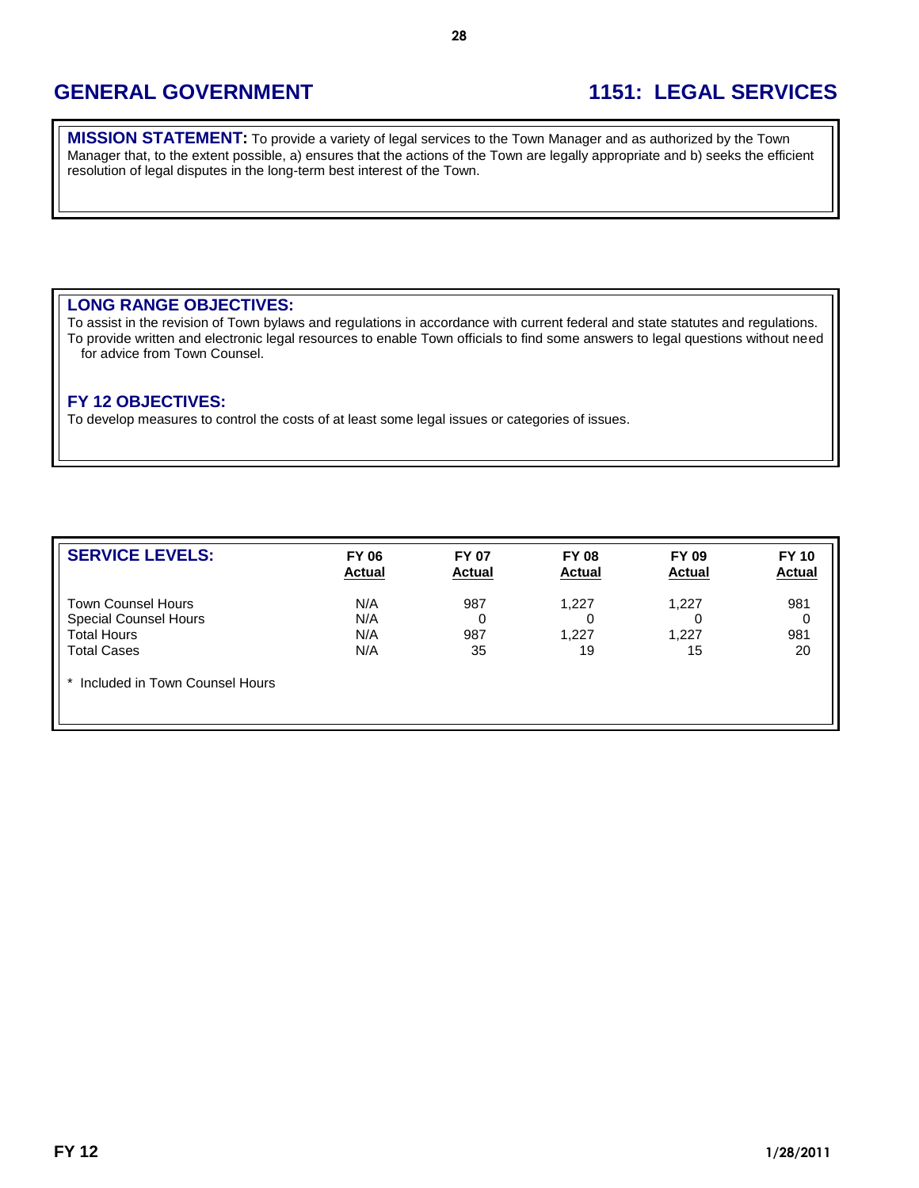# GENERAL GOVERNMENT

# 1151: LEGAL SERVICES

**MISSION STATEMENT:** To provide a variety of legal services to the Town Manager and as authorized by the Town Manager that, to the extent possible, a) ensures that the actions of the Town are legally appropriate and b) seeks the efficient resolution of legal disputes in the long-term best interest of the Town.

## LONG RANGE OBJECTIVES:

To assist in the revision of Town bylaws and regulations in accordance with current federal and state statutes and regulations.

To provide written and electronic legal resources to enable Town officials to find some answers to legal questions without need for advice from Town Counsel.

## FY 12 OBJECTIVES:

To develop measures to control the costs of at least some legal issues or categories of issues.

## SERVICE LEVELS:

| | FY 06 Actual | FY 07 Actual | FY 08 Actual | FY 09 Actual | FY 10 Actual |
|---|---|---|---|---|---|
| Town Counsel Hours | N/A | 987 | 1,227 | 1,227 | 981 |
| Special Counsel Hours | N/A | 0 | 0 | 0 | 0 |
| Total Hours | N/A | 987 | 1,227 | 1,227 | 981 |
| Total Cases | N/A | 35 | 19 | 15 | 20 |

* Included in Town Counsel Hours

FY 12 1/28/2011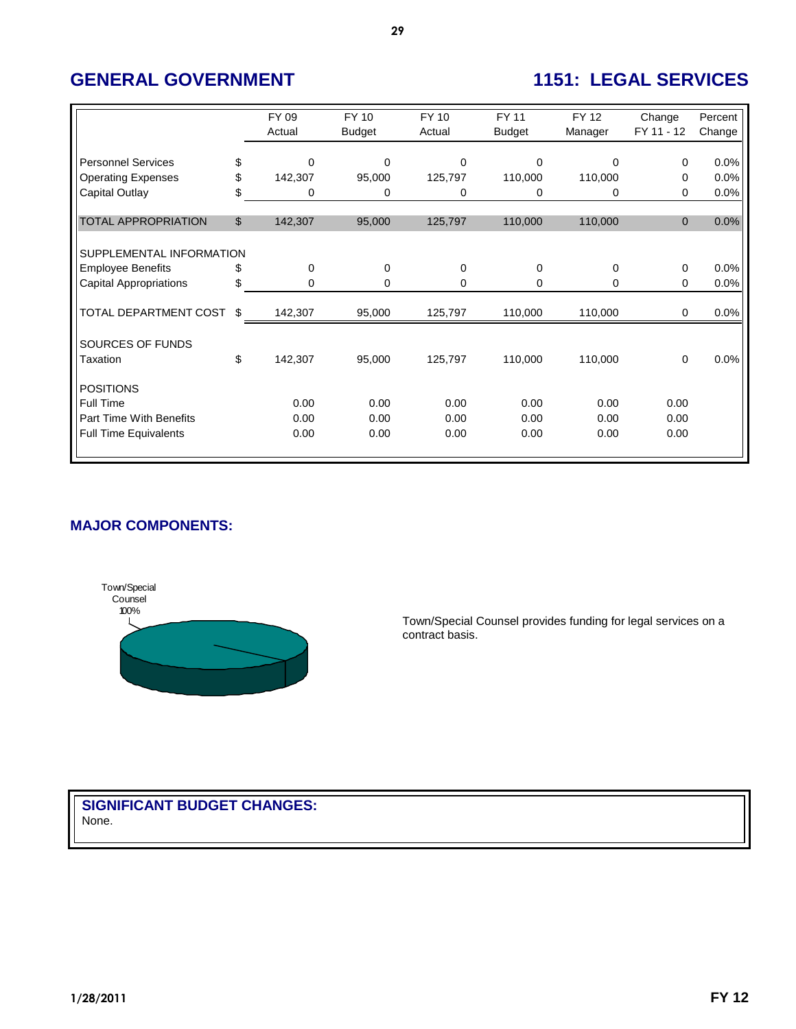## GENERAL GOVERNMENT

## 1151: LEGAL SERVICES

| | | FY 09 Actual | FY 10 Budget | FY 10 Actual | FY 11 Budget | FY 12 Manager | Change FY 11 - 12 | Percent Change |
|---|---|---|---|---|---|---|---|---|
| Personnel Services | $ | 0 | 0 | 0 | 0 | 0 | 0 | 0.0% |
| Operating Expenses | $ | 142,307 | 95,000 | 125,797 | 110,000 | 110,000 | 0 | 0.0% |
| Capital Outlay | $ | 0 | 0 | 0 | 0 | 0 | 0 | 0.0% |
| TOTAL APPROPRIATION | $ | 142,307 | 95,000 | 125,797 | 110,000 | 110,000 | 0 | 0.0% |
| SUPPLEMENTAL INFORMATION | | | | | | | | |
| Employee Benefits | $ | 0 | 0 | 0 | 0 | 0 | 0 | 0.0% |
| Capital Appropriations | $ | 0 | 0 | 0 | 0 | 0 | 0 | 0.0% |
| TOTAL DEPARTMENT COST | $ | 142,307 | 95,000 | 125,797 | 110,000 | 110,000 | 0 | 0.0% |
| SOURCES OF FUNDS | | | | | | | | |
| Taxation | $ | 142,307 | 95,000 | 125,797 | 110,000 | 110,000 | 0 | 0.0% |
| POSITIONS | | | | | | | | |
| Full Time | | 0.00 | 0.00 | 0.00 | 0.00 | 0.00 | 0.00 | |
| Part Time With Benefits | | 0.00 | 0.00 | 0.00 | 0.00 | 0.00 | 0.00 | |
| Full Time Equivalents | | 0.00 | 0.00 | 0.00 | 0.00 | 0.00 | 0.00 | |

### MAJOR COMPONENTS:

Town/Special Counsel 100%

Town/Special Counsel provides funding for legal services on a contract basis.

### SIGNIFICANT BUDGET CHANGES:

None.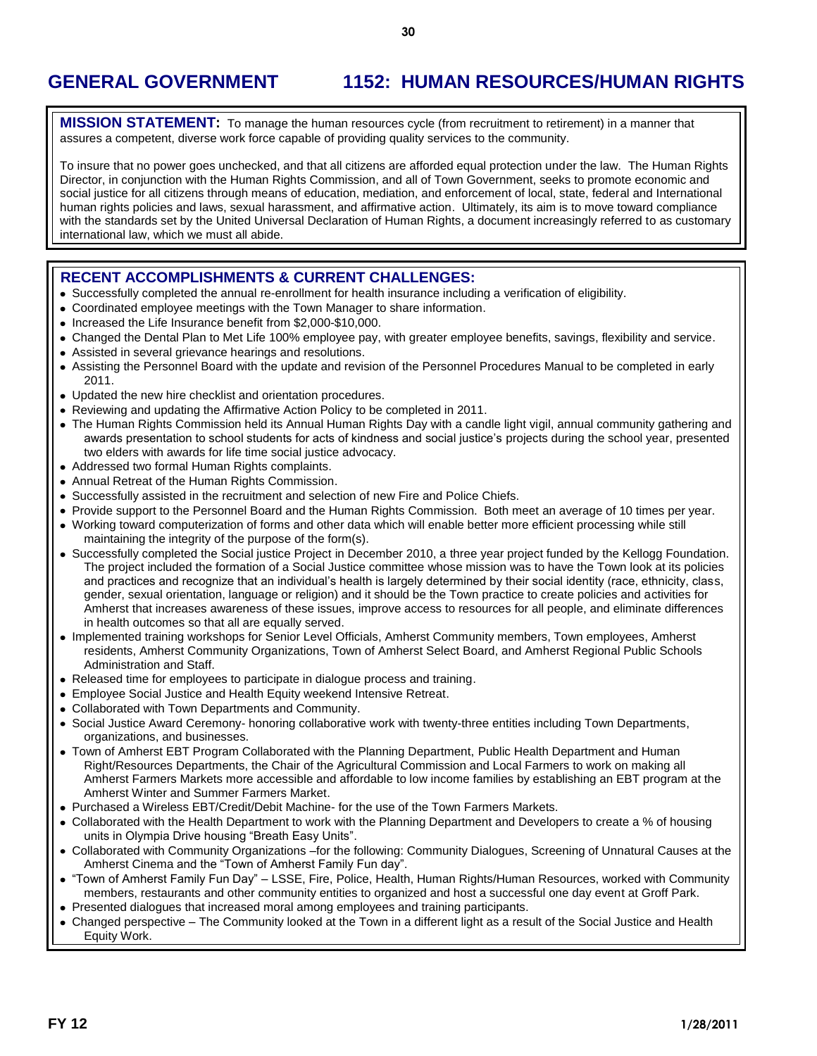# GENERAL GOVERNMENT 1152: HUMAN RESOURCES/HUMAN RIGHTS

**MISSION STATEMENT:** To manage the human resources cycle (from recruitment to retirement) in a manner that assures a competent, diverse work force capable of providing quality services to the community.

To insure that no power goes unchecked, and that all citizens are afforded equal protection under the law. The Human Rights Director, in conjunction with the Human Rights Commission, and all of Town Government, seeks to promote economic and social justice for all citizens through means of education, mediation, and enforcement of local, state, federal and International human rights policies and laws, sexual harassment, and affirmative action. Ultimately, its aim is to move toward compliance with the standards set by the United Universal Declaration of Human Rights, a document increasingly referred to as customary international law, which we must all abide.

## RECENT ACCOMPLISHMENTS & CURRENT CHALLENGES:

- Successfully completed the annual re-enrollment for health insurance including a verification of eligibility.
- Coordinated employee meetings with the Town Manager to share information.
- Increased the Life Insurance benefit from $2,000-$10,000.
- Changed the Dental Plan to Met Life 100% employee pay, with greater employee benefits, savings, flexibility and service.
- Assisted in several grievance hearings and resolutions.
- Assisting the Personnel Board with the update and revision of the Personnel Procedures Manual to be completed in early 2011.
- Updated the new hire checklist and orientation procedures.
- Reviewing and updating the Affirmative Action Policy to be completed in 2011.
- The Human Rights Commission held its Annual Human Rights Day with a candle light vigil, annual community gathering and awards presentation to school students for acts of kindness and social justice's projects during the school year, presented two elders with awards for life time social justice advocacy.
- Addressed two formal Human Rights complaints.
- Annual Retreat of the Human Rights Commission.
- Successfully assisted in the recruitment and selection of new Fire and Police Chiefs.
- Provide support to the Personnel Board and the Human Rights Commission. Both meet an average of 10 times per year.
- Working toward computerization of forms and other data which will enable better more efficient processing while still maintaining the integrity of the purpose of the form(s).
- Successfully completed the Social justice Project in December 2010, a three year project funded by the Kellogg Foundation. The project included the formation of a Social Justice committee whose mission was to have the Town look at its policies and practices and recognize that an individual's health is largely determined by their social identity (race, ethnicity, class, gender, sexual orientation, language or religion) and it should be the Town practice to create policies and activities for Amherst that increases awareness of these issues, improve access to resources for all people, and eliminate differences in health outcomes so that all are equally served.
- Implemented training workshops for Senior Level Officials, Amherst Community members, Town employees, Amherst residents, Amherst Community Organizations, Town of Amherst Select Board, and Amherst Regional Public Schools Administration and Staff.
- Released time for employees to participate in dialogue process and training.
- Employee Social Justice and Health Equity weekend Intensive Retreat.
- Collaborated with Town Departments and Community.
- Social Justice Award Ceremony- honoring collaborative work with twenty-three entities including Town Departments, organizations, and businesses.
- Town of Amherst EBT Program Collaborated with the Planning Department, Public Health Department and Human Right/Resources Departments, the Chair of the Agricultural Commission and Local Farmers to work on making all Amherst Farmers Markets more accessible and affordable to low income families by establishing an EBT program at the Amherst Winter and Summer Farmers Market.
- Purchased a Wireless EBT/Credit/Debit Machine- for the use of the Town Farmers Markets.
- Collaborated with the Health Department to work with the Planning Department and Developers to create a % of housing units in Olympia Drive housing "Breath Easy Units".
- Collaborated with Community Organizations –for the following: Community Dialogues, Screening of Unnatural Causes at the Amherst Cinema and the "Town of Amherst Family Fun day".
- "Town of Amherst Family Fun Day" – LSSE, Fire, Police, Health, Human Rights/Human Resources, worked with Community members, restaurants and other community entities to organized and host a successful one day event at Groff Park.
- Presented dialogues that increased moral among employees and training participants.
- Changed perspective – The Community looked at the Town in a different light as a result of the Social Justice and Health Equity Work.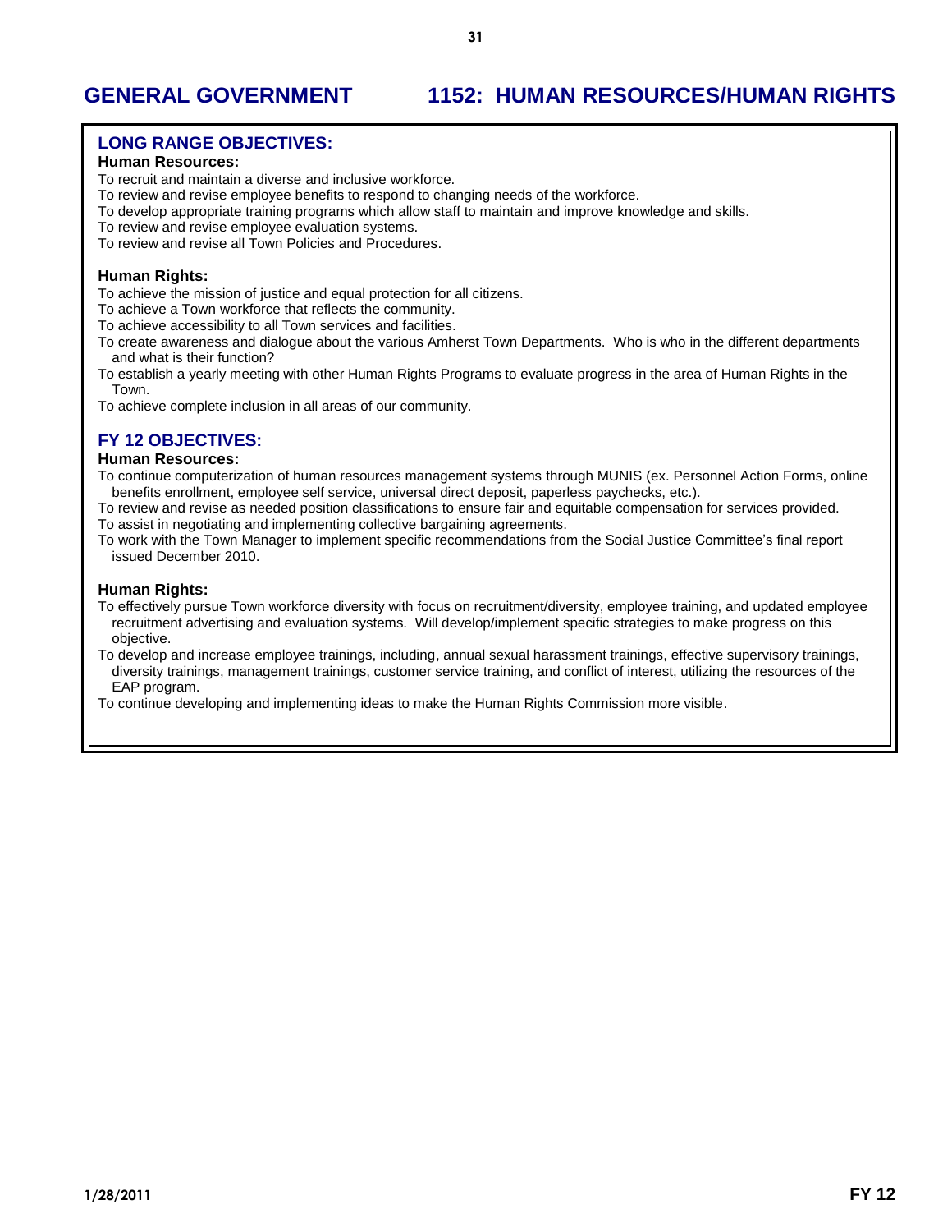# GENERAL GOVERNMENT 1152: HUMAN RESOURCES/HUMAN RIGHTS

## LONG RANGE OBJECTIVES:

### Human Resources:

To recruit and maintain a diverse and inclusive workforce.
To review and revise employee benefits to respond to changing needs of the workforce.
To develop appropriate training programs which allow staff to maintain and improve knowledge and skills.
To review and revise employee evaluation systems.
To review and revise all Town Policies and Procedures.

### Human Rights:

To achieve the mission of justice and equal protection for all citizens.
To achieve a Town workforce that reflects the community.
To achieve accessibility to all Town services and facilities.
To create awareness and dialogue about the various Amherst Town Departments. Who is who in the different departments and what is their function?
To establish a yearly meeting with other Human Rights Programs to evaluate progress in the area of Human Rights in the Town.
To achieve complete inclusion in all areas of our community.

## FY 12 OBJECTIVES:

### Human Resources:

To continue computerization of human resources management systems through MUNIS (ex. Personnel Action Forms, online benefits enrollment, employee self service, universal direct deposit, paperless paychecks, etc.).
To review and revise as needed position classifications to ensure fair and equitable compensation for services provided.
To assist in negotiating and implementing collective bargaining agreements.
To work with the Town Manager to implement specific recommendations from the Social Justice Committee's final report issued December 2010.

### Human Rights:

To effectively pursue Town workforce diversity with focus on recruitment/diversity, employee training, and updated employee recruitment advertising and evaluation systems. Will develop/implement specific strategies to make progress on this objective.
To develop and increase employee trainings, including, annual sexual harassment trainings, effective supervisory trainings, diversity trainings, management trainings, customer service training, and conflict of interest, utilizing the resources of the EAP program.
To continue developing and implementing ideas to make the Human Rights Commission more visible.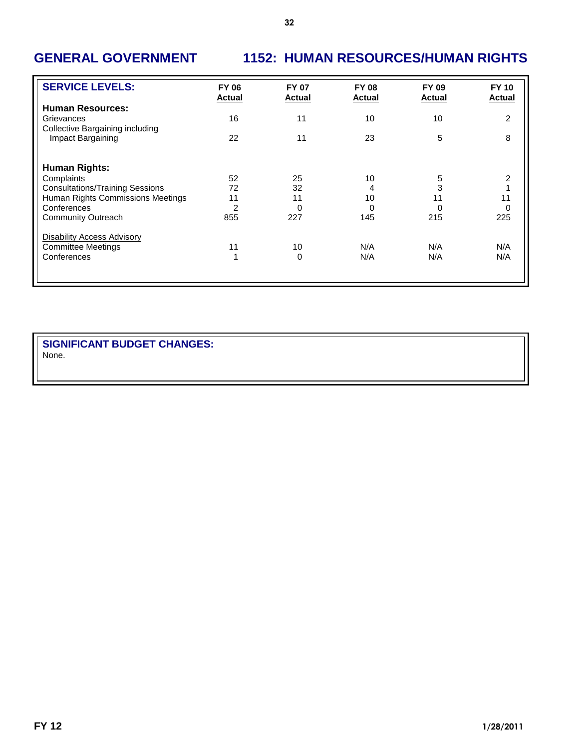# GENERAL GOVERNMENT — 1152: HUMAN RESOURCES/HUMAN RIGHTS

| SERVICE LEVELS: | FY 06 Actual | FY 07 Actual | FY 08 Actual | FY 09 Actual | FY 10 Actual |
|---|---|---|---|---|---|
| **Human Resources:** | | | | | |
| Grievances | 16 | 11 | 10 | 10 | 2 |
| Collective Bargaining including Impact Bargaining | 22 | 11 | 23 | 5 | 8 |
| **Human Rights:** | | | | | |
| Complaints | 52 | 25 | 10 | 5 | 2 |
| Consultations/Training Sessions | 72 | 32 | 4 | 3 | 1 |
| Human Rights Commissions Meetings | 11 | 11 | 10 | 11 | 11 |
| Conferences | 2 | 0 | 0 | 0 | 0 |
| Community Outreach | 855 | 227 | 145 | 215 | 225 |
| Disability Access Advisory | | | | | |
| Committee Meetings | 11 | 10 | N/A | N/A | N/A |
| Conferences | 1 | 0 | N/A | N/A | N/A |

**SIGNIFICANT BUDGET CHANGES:**

None.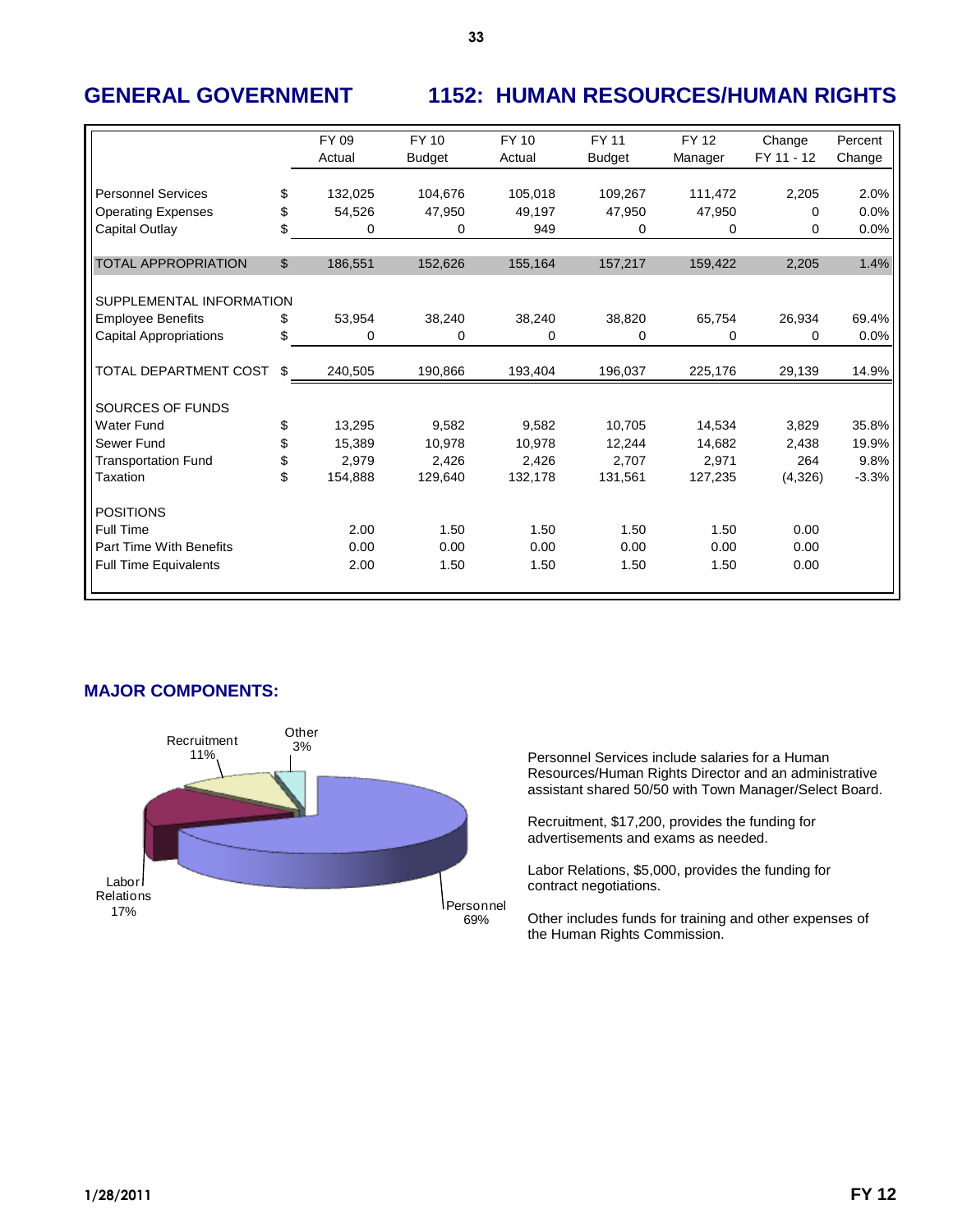# GENERAL GOVERNMENT — 1152: HUMAN RESOURCES/HUMAN RIGHTS

| | | FY 09 Actual | FY 10 Budget | FY 10 Actual | FY 11 Budget | FY 12 Manager | Change FY 11 - 12 | Percent Change |
|---|---|---|---|---|---|---|---|---|
| Personnel Services | $ | 132,025 | 104,676 | 105,018 | 109,267 | 111,472 | 2,205 | 2.0% |
| Operating Expenses | $ | 54,526 | 47,950 | 49,197 | 47,950 | 47,950 | 0 | 0.0% |
| Capital Outlay | $ | 0 | 0 | 949 | 0 | 0 | 0 | 0.0% |
| TOTAL APPROPRIATION | $ | 186,551 | 152,626 | 155,164 | 157,217 | 159,422 | 2,205 | 1.4% |
| SUPPLEMENTAL INFORMATION | | | | | | | | |
| Employee Benefits | $ | 53,954 | 38,240 | 38,240 | 38,820 | 65,754 | 26,934 | 69.4% |
| Capital Appropriations | $ | 0 | 0 | 0 | 0 | 0 | 0 | 0.0% |
| TOTAL DEPARTMENT COST | $ | 240,505 | 190,866 | 193,404 | 196,037 | 225,176 | 29,139 | 14.9% |
| SOURCES OF FUNDS | | | | | | | | |
| Water Fund | $ | 13,295 | 9,582 | 9,582 | 10,705 | 14,534 | 3,829 | 35.8% |
| Sewer Fund | $ | 15,389 | 10,978 | 10,978 | 12,244 | 14,682 | 2,438 | 19.9% |
| Transportation Fund | $ | 2,979 | 2,426 | 2,426 | 2,707 | 2,971 | 264 | 9.8% |
| Taxation | $ | 154,888 | 129,640 | 132,178 | 131,561 | 127,235 | (4,326) | -3.3% |
| POSITIONS | | | | | | | | |
| Full Time | | 2.00 | 1.50 | 1.50 | 1.50 | 1.50 | 0.00 | |
| Part Time With Benefits | | 0.00 | 0.00 | 0.00 | 0.00 | 0.00 | 0.00 | |
| Full Time Equivalents | | 2.00 | 1.50 | 1.50 | 1.50 | 1.50 | 0.00 | |

## MAJOR COMPONENTS:

Personnel 69%, Labor Relations 17%, Recruitment 11%, Other 3%

Personnel Services include salaries for a Human Resources/Human Rights Director and an administrative assistant shared 50/50 with Town Manager/Select Board.

Recruitment, $17,200, provides the funding for advertisements and exams as needed.

Labor Relations, $5,000, provides the funding for contract negotiations.

Other includes funds for training and other expenses of the Human Rights Commission.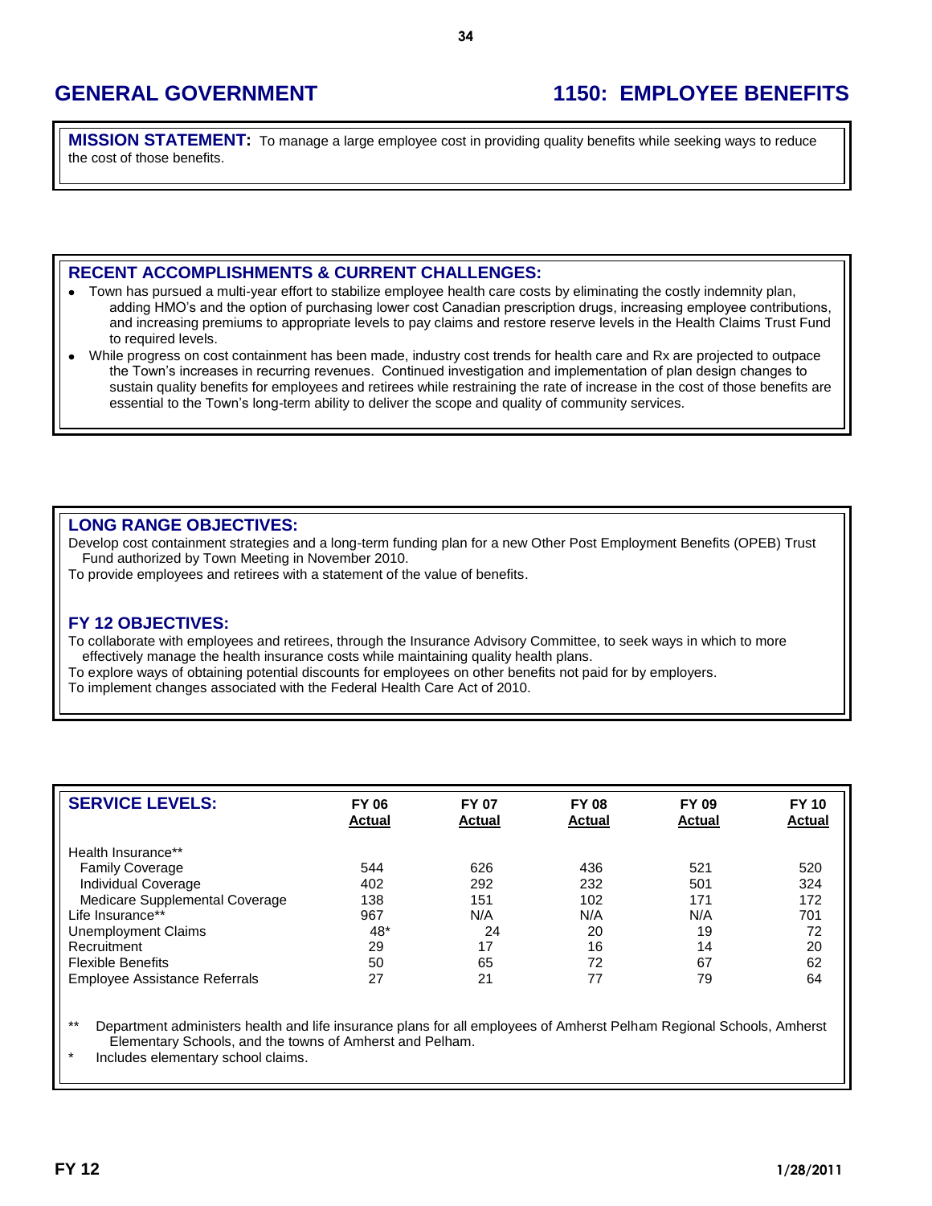# GENERAL GOVERNMENT

# 1150: EMPLOYEE BENEFITS

**MISSION STATEMENT:** To manage a large employee cost in providing quality benefits while seeking ways to reduce the cost of those benefits.

## RECENT ACCOMPLISHMENTS & CURRENT CHALLENGES:

- Town has pursued a multi-year effort to stabilize employee health care costs by eliminating the costly indemnity plan, adding HMO's and the option of purchasing lower cost Canadian prescription drugs, increasing employee contributions, and increasing premiums to appropriate levels to pay claims and restore reserve levels in the Health Claims Trust Fund to required levels.
- While progress on cost containment has been made, industry cost trends for health care and Rx are projected to outpace the Town's increases in recurring revenues. Continued investigation and implementation of plan design changes to sustain quality benefits for employees and retirees while restraining the rate of increase in the cost of those benefits are essential to the Town's long-term ability to deliver the scope and quality of community services.

## LONG RANGE OBJECTIVES:

Develop cost containment strategies and a long-term funding plan for a new Other Post Employment Benefits (OPEB) Trust Fund authorized by Town Meeting in November 2010.

To provide employees and retirees with a statement of the value of benefits.

## FY 12 OBJECTIVES:

To collaborate with employees and retirees, through the Insurance Advisory Committee, to seek ways in which to more effectively manage the health insurance costs while maintaining quality health plans.

To explore ways of obtaining potential discounts for employees on other benefits not paid for by employers.

To implement changes associated with the Federal Health Care Act of 2010.

| SERVICE LEVELS: | FY 06 Actual | FY 07 Actual | FY 08 Actual | FY 09 Actual | FY 10 Actual |
|---|---|---|---|---|---|
| Health Insurance** | | | | | |
| Family Coverage | 544 | 626 | 436 | 521 | 520 |
| Individual Coverage | 402 | 292 | 232 | 501 | 324 |
| Medicare Supplemental Coverage | 138 | 151 | 102 | 171 | 172 |
| Life Insurance** | 967 | N/A | N/A | N/A | 701 |
| Unemployment Claims | 48* | 24 | 20 | 19 | 72 |
| Recruitment | 29 | 17 | 16 | 14 | 20 |
| Flexible Benefits | 50 | 65 | 72 | 67 | 62 |
| Employee Assistance Referrals | 27 | 21 | 77 | 79 | 64 |

** Department administers health and life insurance plans for all employees of Amherst Pelham Regional Schools, Amherst Elementary Schools, and the towns of Amherst and Pelham.

\* Includes elementary school claims.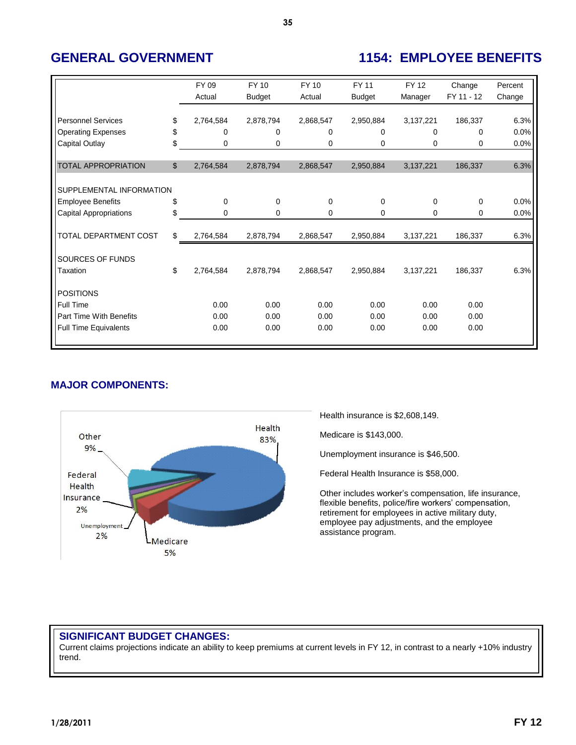## GENERAL GOVERNMENT

## 1154: EMPLOYEE BENEFITS

| | | FY 09 Actual | FY 10 Budget | FY 10 Actual | FY 11 Budget | FY 12 Manager | Change FY 11 - 12 | Percent Change |
|---|---|---|---|---|---|---|---|---|
| Personnel Services | $ | 2,764,584 | 2,878,794 | 2,868,547 | 2,950,884 | 3,137,221 | 186,337 | 6.3% |
| Operating Expenses | $ | 0 | 0 | 0 | 0 | 0 | 0 | 0.0% |
| Capital Outlay | $ | 0 | 0 | 0 | 0 | 0 | 0 | 0.0% |
| TOTAL APPROPRIATION | $ | 2,764,584 | 2,878,794 | 2,868,547 | 2,950,884 | 3,137,221 | 186,337 | 6.3% |
| SUPPLEMENTAL INFORMATION | | | | | | | | |
| Employee Benefits | $ | 0 | 0 | 0 | 0 | 0 | 0 | 0.0% |
| Capital Appropriations | $ | 0 | 0 | 0 | 0 | 0 | 0 | 0.0% |
| TOTAL DEPARTMENT COST | $ | 2,764,584 | 2,878,794 | 2,868,547 | 2,950,884 | 3,137,221 | 186,337 | 6.3% |
| SOURCES OF FUNDS | | | | | | | | |
| Taxation | $ | 2,764,584 | 2,878,794 | 2,868,547 | 2,950,884 | 3,137,221 | 186,337 | 6.3% |
| POSITIONS | | | | | | | | |
| Full Time | | 0.00 | 0.00 | 0.00 | 0.00 | 0.00 | 0.00 | |
| Part Time With Benefits | | 0.00 | 0.00 | 0.00 | 0.00 | 0.00 | 0.00 | |
| Full Time Equivalents | | 0.00 | 0.00 | 0.00 | 0.00 | 0.00 | 0.00 | |

### MAJOR COMPONENTS:

Health 83%, Other 9%, Federal Health Insurance 2%, Unemployment 2%, Medicare 5%

Health insurance is $2,608,149.

Medicare is $143,000.

Unemployment insurance is $46,500.

Federal Health Insurance is $58,000.

Other includes worker's compensation, life insurance, flexible benefits, police/fire workers' compensation, retirement for employees in active military duty, employee pay adjustments, and the employee assistance program.

### SIGNIFICANT BUDGET CHANGES:

Current claims projections indicate an ability to keep premiums at current levels in FY 12, in contrast to a nearly +10% industry trend.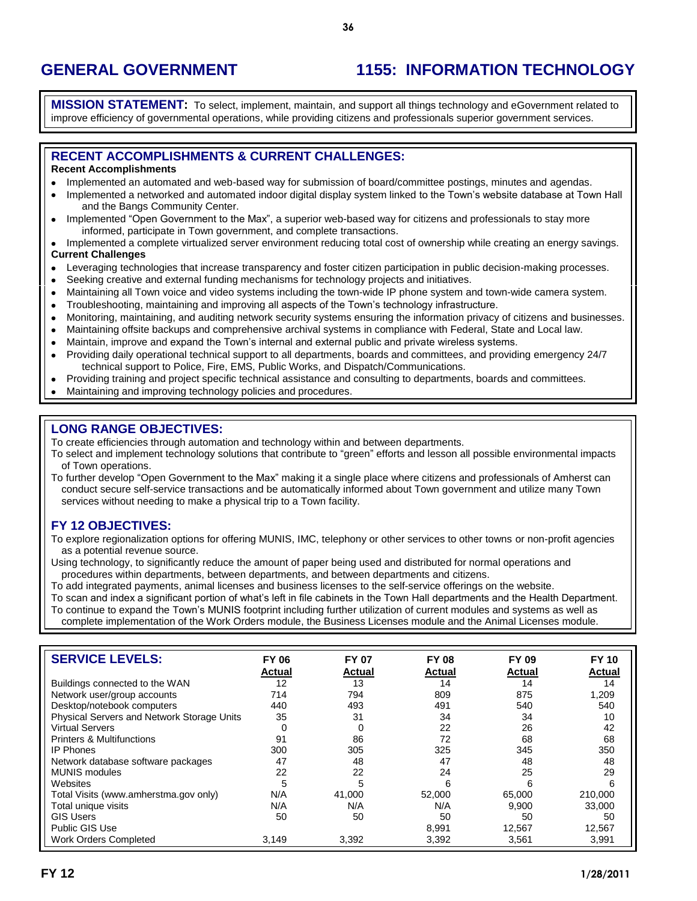# GENERAL GOVERNMENT 1155: INFORMATION TECHNOLOGY

**MISSION STATEMENT:** To select, implement, maintain, and support all things technology and eGovernment related to improve efficiency of governmental operations, while providing citizens and professionals superior government services.

## RECENT ACCOMPLISHMENTS & CURRENT CHALLENGES:

**Recent Accomplishments**

- Implemented an automated and web-based way for submission of board/committee postings, minutes and agendas.
- Implemented a networked and automated indoor digital display system linked to the Town's website database at Town Hall and the Bangs Community Center.
- Implemented "Open Government to the Max", a superior web-based way for citizens and professionals to stay more informed, participate in Town government, and complete transactions.
- Implemented a complete virtualized server environment reducing total cost of ownership while creating an energy savings.

**Current Challenges**

- Leveraging technologies that increase transparency and foster citizen participation in public decision-making processes.
- Seeking creative and external funding mechanisms for technology projects and initiatives.
- Maintaining all Town voice and video systems including the town-wide IP phone system and town-wide camera system.
- Troubleshooting, maintaining and improving all aspects of the Town's technology infrastructure.
- Monitoring, maintaining, and auditing network security systems ensuring the information privacy of citizens and businesses.
- Maintaining offsite backups and comprehensive archival systems in compliance with Federal, State and Local law.
- Maintain, improve and expand the Town's internal and external public and private wireless systems.
- Providing daily operational technical support to all departments, boards and committees, and providing emergency 24/7 technical support to Police, Fire, EMS, Public Works, and Dispatch/Communications.
- Providing training and project specific technical assistance and consulting to departments, boards and committees.
- Maintaining and improving technology policies and procedures.

## LONG RANGE OBJECTIVES:

To create efficiencies through automation and technology within and between departments.

To select and implement technology solutions that contribute to "green" efforts and lesson all possible environmental impacts of Town operations.

To further develop "Open Government to the Max" making it a single place where citizens and professionals of Amherst can conduct secure self-service transactions and be automatically informed about Town government and utilize many Town services without needing to make a physical trip to a Town facility.

## FY 12 OBJECTIVES:

To explore regionalization options for offering MUNIS, IMC, telephony or other services to other towns or non-profit agencies as a potential revenue source.

Using technology, to significantly reduce the amount of paper being used and distributed for normal operations and procedures within departments, between departments, and between departments and citizens.

To add integrated payments, animal licenses and business licenses to the self-service offerings on the website.

To scan and index a significant portion of what's left in file cabinets in the Town Hall departments and the Health Department.

To continue to expand the Town's MUNIS footprint including further utilization of current modules and systems as well as complete implementation of the Work Orders module, the Business Licenses module and the Animal Licenses module.

| SERVICE LEVELS: | FY 06 Actual | FY 07 Actual | FY 08 Actual | FY 09 Actual | FY 10 Actual |
|---|---|---|---|---|---|
| Buildings connected to the WAN | 12 | 13 | 14 | 14 | 14 |
| Network user/group accounts | 714 | 794 | 809 | 875 | 1,209 |
| Desktop/notebook computers | 440 | 493 | 491 | 540 | 540 |
| Physical Servers and Network Storage Units | 35 | 31 | 34 | 34 | 10 |
| Virtual Servers | 0 | 0 | 22 | 26 | 42 |
| Printers & Multifunctions | 91 | 86 | 72 | 68 | 68 |
| IP Phones | 300 | 305 | 325 | 345 | 350 |
| Network database software packages | 47 | 48 | 47 | 48 | 48 |
| MUNIS modules | 22 | 22 | 24 | 25 | 29 |
| Websites | 5 | 5 | 6 | 6 | 6 |
| Total Visits (www.amherstma.gov only) | N/A | 41,000 | 52,000 | 65,000 | 210,000 |
| Total unique visits | N/A | N/A | N/A | 9,900 | 33,000 |
| GIS Users | 50 | 50 | 50 | 50 | 50 |
| Public GIS Use | | | 8,991 | 12,567 | 12,567 |
| Work Orders Completed | 3,149 | 3,392 | 3,392 | 3,561 | 3,991 |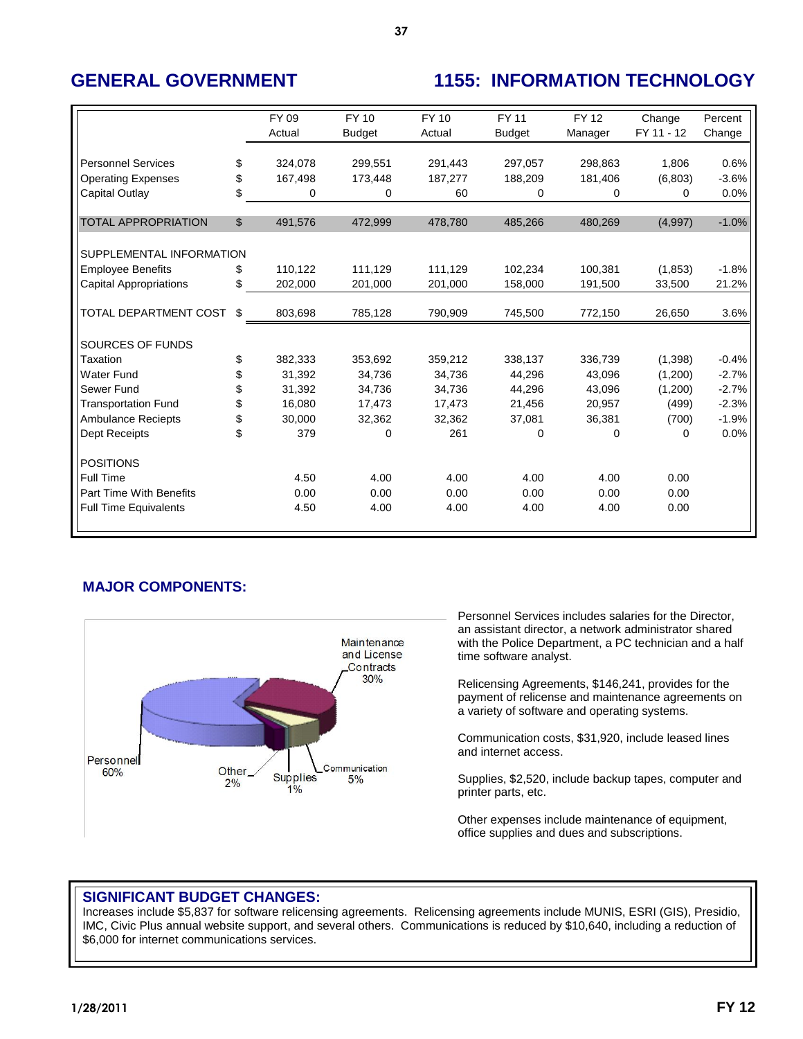# GENERAL GOVERNMENT

# 1155: INFORMATION TECHNOLOGY

| | | FY 09 Actual | FY 10 Budget | FY 10 Actual | FY 11 Budget | FY 12 Manager | Change FY 11 - 12 | Percent Change |
|---|---|---|---|---|---|---|---|---|
| Personnel Services | $ | 324,078 | 299,551 | 291,443 | 297,057 | 298,863 | 1,806 | 0.6% |
| Operating Expenses | $ | 167,498 | 173,448 | 187,277 | 188,209 | 181,406 | (6,803) | -3.6% |
| Capital Outlay | $ | 0 | 0 | 60 | 0 | 0 | 0 | 0.0% |
| TOTAL APPROPRIATION | $ | 491,576 | 472,999 | 478,780 | 485,266 | 480,269 | (4,997) | -1.0% |
| SUPPLEMENTAL INFORMATION | | | | | | | | |
| Employee Benefits | $ | 110,122 | 111,129 | 111,129 | 102,234 | 100,381 | (1,853) | -1.8% |
| Capital Appropriations | $ | 202,000 | 201,000 | 201,000 | 158,000 | 191,500 | 33,500 | 21.2% |
| TOTAL DEPARTMENT COST | $ | 803,698 | 785,128 | 790,909 | 745,500 | 772,150 | 26,650 | 3.6% |
| SOURCES OF FUNDS | | | | | | | | |
| Taxation | $ | 382,333 | 353,692 | 359,212 | 338,137 | 336,739 | (1,398) | -0.4% |
| Water Fund | $ | 31,392 | 34,736 | 34,736 | 44,296 | 43,096 | (1,200) | -2.7% |
| Sewer Fund | $ | 31,392 | 34,736 | 34,736 | 44,296 | 43,096 | (1,200) | -2.7% |
| Transportation Fund | $ | 16,080 | 17,473 | 17,473 | 21,456 | 20,957 | (499) | -2.3% |
| Ambulance Reciepts | $ | 30,000 | 32,362 | 32,362 | 37,081 | 36,381 | (700) | -1.9% |
| Dept Receipts | $ | 379 | 0 | 261 | 0 | 0 | 0 | 0.0% |
| POSITIONS | | | | | | | | |
| Full Time | | 4.50 | 4.00 | 4.00 | 4.00 | 4.00 | 0.00 | |
| Part Time With Benefits | | 0.00 | 0.00 | 0.00 | 0.00 | 0.00 | 0.00 | |
| Full Time Equivalents | | 4.50 | 4.00 | 4.00 | 4.00 | 4.00 | 0.00 | |

## MAJOR COMPONENTS:

Maintenance and License Contracts 30%
Personnel 60%
Other 2%
Supplies 1%
Communication 5%

Personnel Services includes salaries for the Director, an assistant director, a network administrator shared with the Police Department, a PC technician and a half time software analyst.

Relicensing Agreements, $146,241, provides for the payment of relicense and maintenance agreements on a variety of software and operating systems.

Communication costs, $31,920, include leased lines and internet access.

Supplies, $2,520, include backup tapes, computer and printer parts, etc.

Other expenses include maintenance of equipment, office supplies and dues and subscriptions.

## SIGNIFICANT BUDGET CHANGES:

Increases include $5,837 for software relicensing agreements. Relicensing agreements include MUNIS, ESRI (GIS), Presidio, IMC, Civic Plus annual website support, and several others. Communications is reduced by $10,640, including a reduction of $6,000 for internet communications services.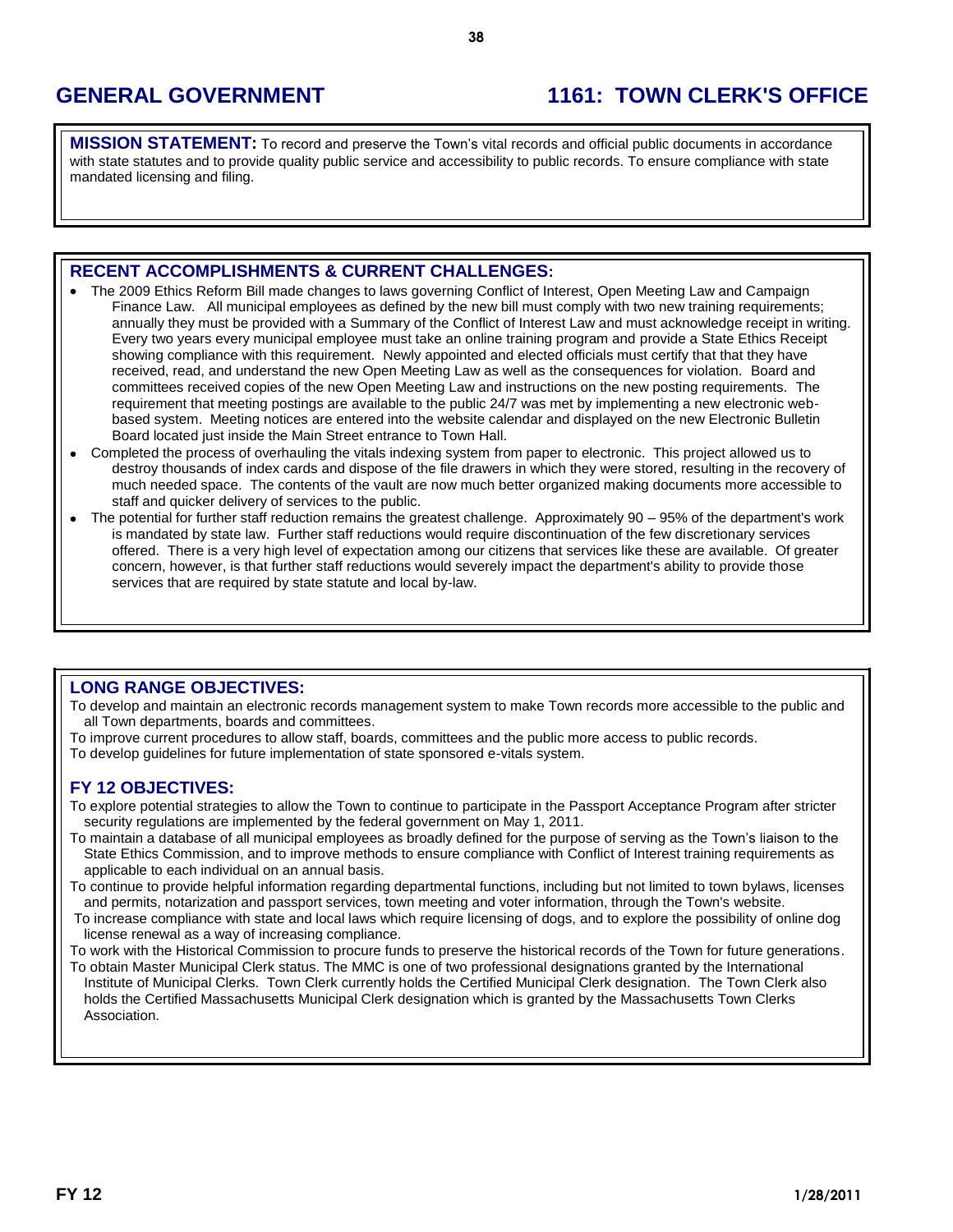## GENERAL GOVERNMENT

## 1161: TOWN CLERK'S OFFICE

**MISSION STATEMENT:** To record and preserve the Town's vital records and official public documents in accordance with state statutes and to provide quality public service and accessibility to public records. To ensure compliance with state mandated licensing and filing.

### RECENT ACCOMPLISHMENTS & CURRENT CHALLENGES:

- The 2009 Ethics Reform Bill made changes to laws governing Conflict of Interest, Open Meeting Law and Campaign Finance Law. All municipal employees as defined by the new bill must comply with two new training requirements; annually they must be provided with a Summary of the Conflict of Interest Law and must acknowledge receipt in writing. Every two years every municipal employee must take an online training program and provide a State Ethics Receipt showing compliance with this requirement. Newly appointed and elected officials must certify that that they have received, read, and understand the new Open Meeting Law as well as the consequences for violation. Board and committees received copies of the new Open Meeting Law and instructions on the new posting requirements. The requirement that meeting postings are available to the public 24/7 was met by implementing a new electronic web-based system. Meeting notices are entered into the website calendar and displayed on the new Electronic Bulletin Board located just inside the Main Street entrance to Town Hall.
- Completed the process of overhauling the vitals indexing system from paper to electronic. This project allowed us to destroy thousands of index cards and dispose of the file drawers in which they were stored, resulting in the recovery of much needed space. The contents of the vault are now much better organized making documents more accessible to staff and quicker delivery of services to the public.
- The potential for further staff reduction remains the greatest challenge. Approximately 90 – 95% of the department's work is mandated by state law. Further staff reductions would require discontinuation of the few discretionary services offered. There is a very high level of expectation among our citizens that services like these are available. Of greater concern, however, is that further staff reductions would severely impact the department's ability to provide those services that are required by state statute and local by-law.

### LONG RANGE OBJECTIVES:

To develop and maintain an electronic records management system to make Town records more accessible to the public and all Town departments, boards and committees.

To improve current procedures to allow staff, boards, committees and the public more access to public records.

To develop guidelines for future implementation of state sponsored e-vitals system.

### FY 12 OBJECTIVES:

To explore potential strategies to allow the Town to continue to participate in the Passport Acceptance Program after stricter security regulations are implemented by the federal government on May 1, 2011.

To maintain a database of all municipal employees as broadly defined for the purpose of serving as the Town's liaison to the State Ethics Commission, and to improve methods to ensure compliance with Conflict of Interest training requirements as applicable to each individual on an annual basis.

To continue to provide helpful information regarding departmental functions, including but not limited to town bylaws, licenses and permits, notarization and passport services, town meeting and voter information, through the Town's website.

To increase compliance with state and local laws which require licensing of dogs, and to explore the possibility of online dog license renewal as a way of increasing compliance.

To work with the Historical Commission to procure funds to preserve the historical records of the Town for future generations.

To obtain Master Municipal Clerk status. The MMC is one of two professional designations granted by the International Institute of Municipal Clerks. Town Clerk currently holds the Certified Municipal Clerk designation. The Town Clerk also holds the Certified Massachusetts Municipal Clerk designation which is granted by the Massachusetts Town Clerks Association.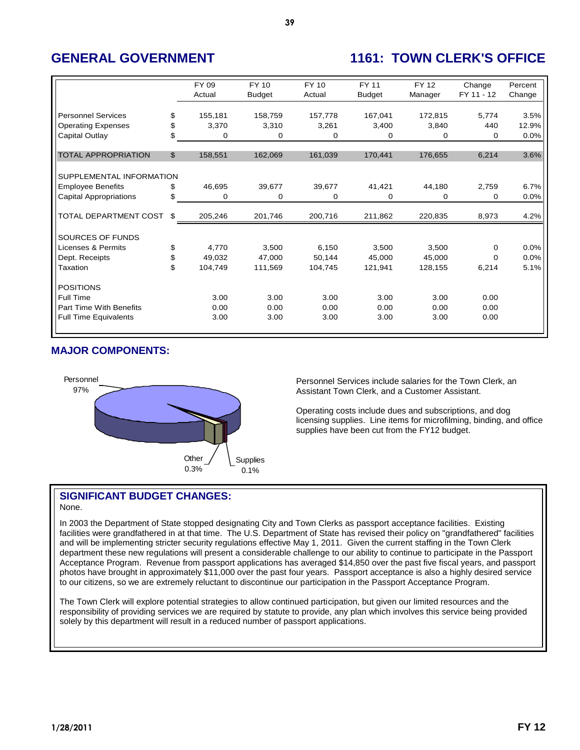# GENERAL GOVERNMENT

# 1161: TOWN CLERK'S OFFICE

| | | FY 09 Actual | FY 10 Budget | FY 10 Actual | FY 11 Budget | FY 12 Manager | Change FY 11 - 12 | Percent Change |
|---|---|---|---|---|---|---|---|---|
| Personnel Services | $ | 155,181 | 158,759 | 157,778 | 167,041 | 172,815 | 5,774 | 3.5% |
| Operating Expenses | $ | 3,370 | 3,310 | 3,261 | 3,400 | 3,840 | 440 | 12.9% |
| Capital Outlay | $ | 0 | 0 | 0 | 0 | 0 | 0 | 0.0% |
| TOTAL APPROPRIATION | $ | 158,551 | 162,069 | 161,039 | 170,441 | 176,655 | 6,214 | 3.6% |
| SUPPLEMENTAL INFORMATION | | | | | | | | |
| Employee Benefits | $ | 46,695 | 39,677 | 39,677 | 41,421 | 44,180 | 2,759 | 6.7% |
| Capital Appropriations | $ | 0 | 0 | 0 | 0 | 0 | 0 | 0.0% |
| TOTAL DEPARTMENT COST | $ | 205,246 | 201,746 | 200,716 | 211,862 | 220,835 | 8,973 | 4.2% |
| SOURCES OF FUNDS | | | | | | | | |
| Licenses & Permits | $ | 4,770 | 3,500 | 6,150 | 3,500 | 3,500 | 0 | 0.0% |
| Dept. Receipts | $ | 49,032 | 47,000 | 50,144 | 45,000 | 45,000 | 0 | 0.0% |
| Taxation | $ | 104,749 | 111,569 | 104,745 | 121,941 | 128,155 | 6,214 | 5.1% |
| POSITIONS | | | | | | | | |
| Full Time | | 3.00 | 3.00 | 3.00 | 3.00 | 3.00 | 0.00 | |
| Part Time With Benefits | | 0.00 | 0.00 | 0.00 | 0.00 | 0.00 | 0.00 | |
| Full Time Equivalents | | 3.00 | 3.00 | 3.00 | 3.00 | 3.00 | 0.00 | |

## MAJOR COMPONENTS:

Personnel 97%

Other 0.3%

Supplies 0.1%

Personnel Services include salaries for the Town Clerk, an Assistant Town Clerk, and a Customer Assistant.

Operating costs include dues and subscriptions, and dog licensing supplies. Line items for microfilming, binding, and office supplies have been cut from the FY12 budget.

## SIGNIFICANT BUDGET CHANGES:

None.

In 2003 the Department of State stopped designating City and Town Clerks as passport acceptance facilities. Existing facilities were grandfathered in at that time. The U.S. Department of State has revised their policy on "grandfathered" facilities and will be implementing stricter security regulations effective May 1, 2011. Given the current staffing in the Town Clerk department these new regulations will present a considerable challenge to our ability to continue to participate in the Passport Acceptance Program. Revenue from passport applications has averaged $14,850 over the past five fiscal years, and passport photos have brought in approximately $11,000 over the past four years. Passport acceptance is also a highly desired service to our citizens, so we are extremely reluctant to discontinue our participation in the Passport Acceptance Program.

The Town Clerk will explore potential strategies to allow continued participation, but given our limited resources and the responsibility of providing services we are required by statute to provide, any plan which involves this service being provided solely by this department will result in a reduced number of passport applications.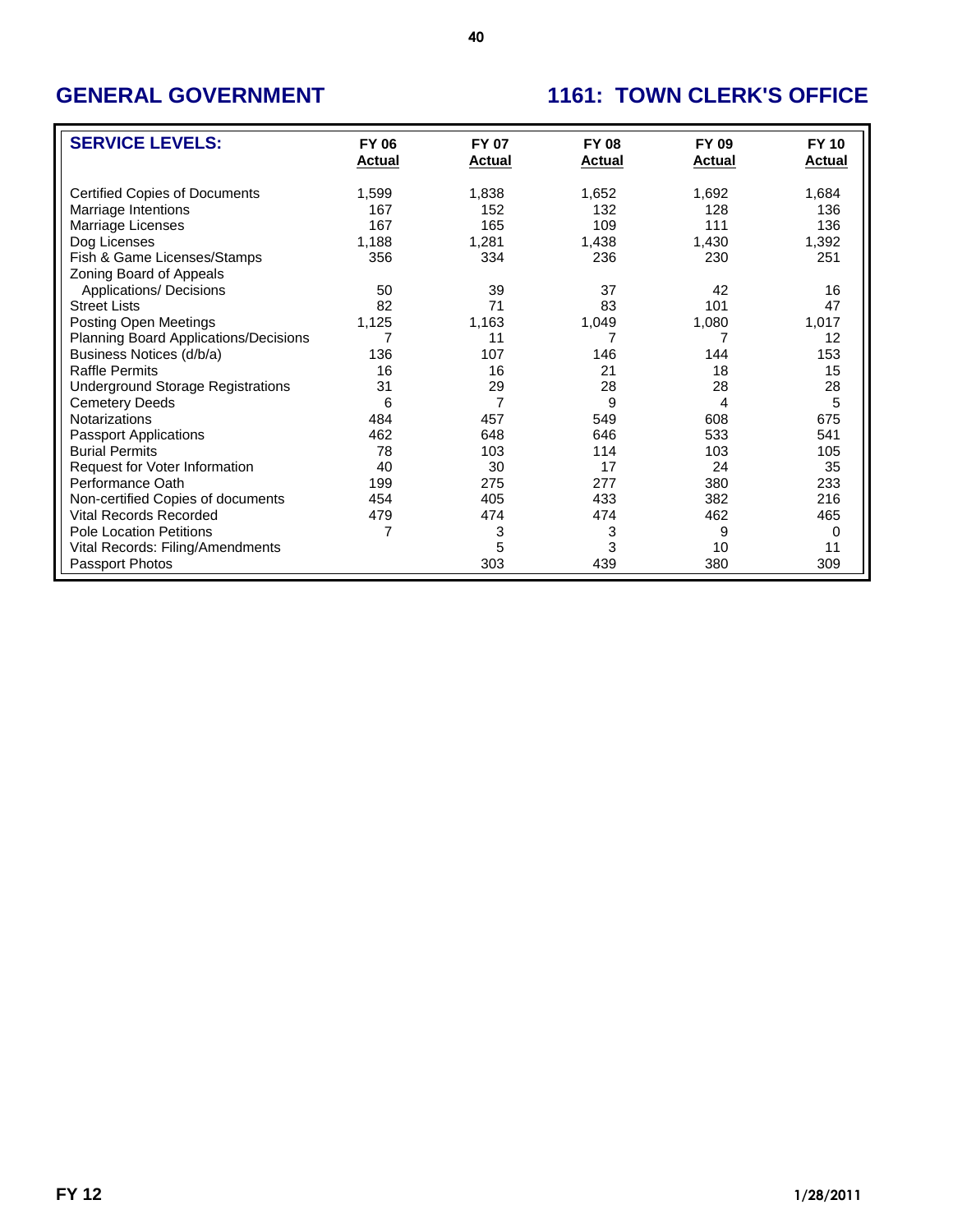## GENERAL GOVERNMENT

## 1161: TOWN CLERK'S OFFICE

| SERVICE LEVELS: | FY 06 Actual | FY 07 Actual | FY 08 Actual | FY 09 Actual | FY 10 Actual |
|---|---|---|---|---|---|
| Certified Copies of Documents | 1,599 | 1,838 | 1,652 | 1,692 | 1,684 |
| Marriage Intentions | 167 | 152 | 132 | 128 | 136 |
| Marriage Licenses | 167 | 165 | 109 | 111 | 136 |
| Dog Licenses | 1,188 | 1,281 | 1,438 | 1,430 | 1,392 |
| Fish & Game Licenses/Stamps | 356 | 334 | 236 | 230 | 251 |
| Zoning Board of Appeals Applications/ Decisions | 50 | 39 | 37 | 42 | 16 |
| Street Lists | 82 | 71 | 83 | 101 | 47 |
| Posting Open Meetings | 1,125 | 1,163 | 1,049 | 1,080 | 1,017 |
| Planning Board Applications/Decisions | 7 | 11 | 7 | 7 | 12 |
| Business Notices (d/b/a) | 136 | 107 | 146 | 144 | 153 |
| Raffle Permits | 16 | 16 | 21 | 18 | 15 |
| Underground Storage Registrations | 31 | 29 | 28 | 28 | 28 |
| Cemetery Deeds | 6 | 7 | 9 | 4 | 5 |
| Notarizations | 484 | 457 | 549 | 608 | 675 |
| Passport Applications | 462 | 648 | 646 | 533 | 541 |
| Burial Permits | 78 | 103 | 114 | 103 | 105 |
| Request for Voter Information | 40 | 30 | 17 | 24 | 35 |
| Performance Oath | 199 | 275 | 277 | 380 | 233 |
| Non-certified Copies of documents | 454 | 405 | 433 | 382 | 216 |
| Vital Records Recorded | 479 | 474 | 474 | 462 | 465 |
| Pole Location Petitions | 7 | 3 | 3 | 9 | 0 |
| Vital Records: Filing/Amendments | | 5 | 3 | 10 | 11 |
| Passport Photos | | 303 | 439 | 380 | 309 |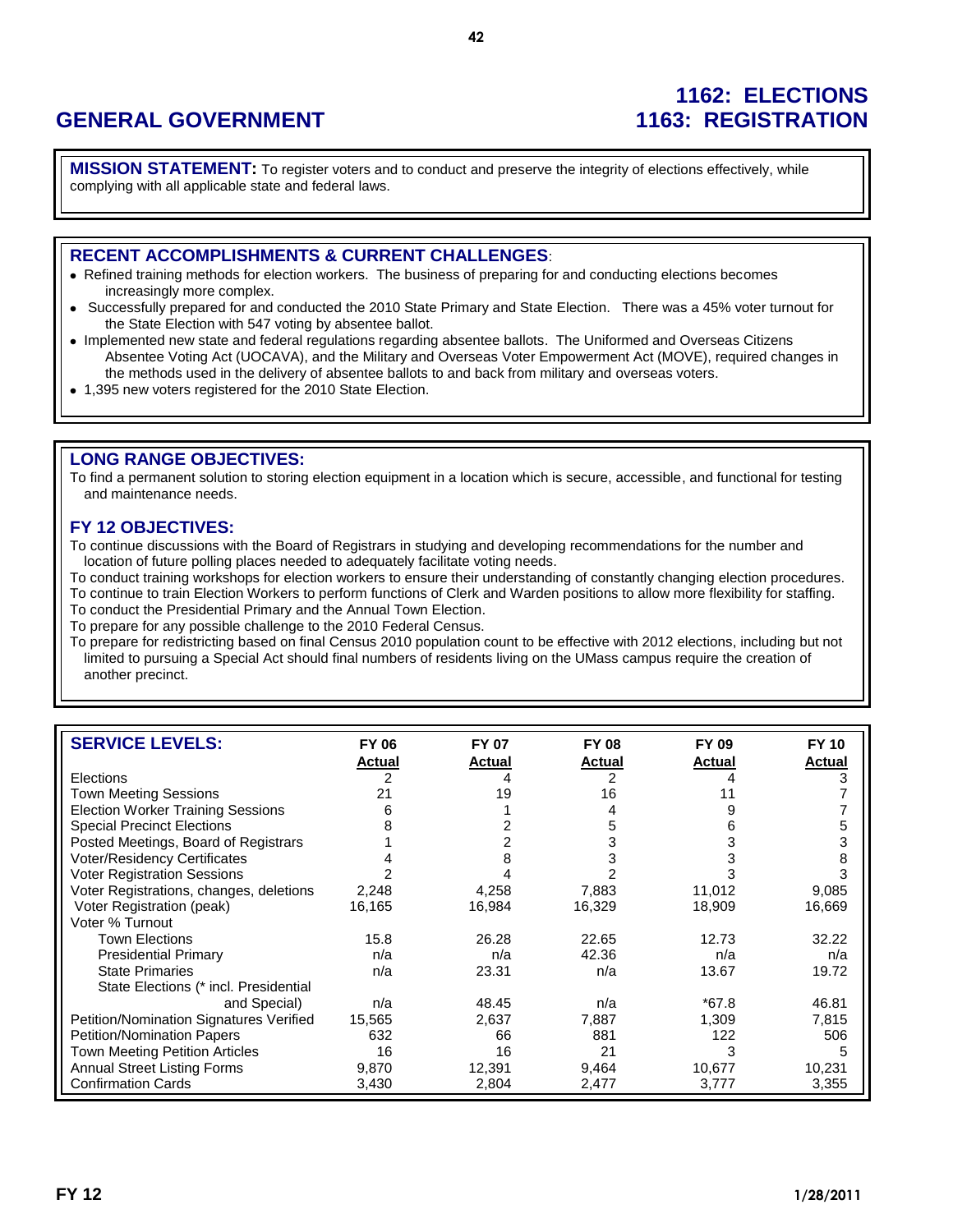# GENERAL GOVERNMENT

# 1162: ELECTIONS
# 1163: REGISTRATION

**MISSION STATEMENT:** To register voters and to conduct and preserve the integrity of elections effectively, while complying with all applicable state and federal laws.

## RECENT ACCOMPLISHMENTS & CURRENT CHALLENGES:

- Refined training methods for election workers. The business of preparing for and conducting elections becomes increasingly more complex.
- Successfully prepared for and conducted the 2010 State Primary and State Election. There was a 45% voter turnout for the State Election with 547 voting by absentee ballot.
- Implemented new state and federal regulations regarding absentee ballots. The Uniformed and Overseas Citizens Absentee Voting Act (UOCAVA), and the Military and Overseas Voter Empowerment Act (MOVE), required changes in the methods used in the delivery of absentee ballots to and back from military and overseas voters.
- 1,395 new voters registered for the 2010 State Election.

## LONG RANGE OBJECTIVES:

To find a permanent solution to storing election equipment in a location which is secure, accessible, and functional for testing and maintenance needs.

## FY 12 OBJECTIVES:

To continue discussions with the Board of Registrars in studying and developing recommendations for the number and location of future polling places needed to adequately facilitate voting needs.

To conduct training workshops for election workers to ensure their understanding of constantly changing election procedures.

To continue to train Election Workers to perform functions of Clerk and Warden positions to allow more flexibility for staffing.

To conduct the Presidential Primary and the Annual Town Election.

To prepare for any possible challenge to the 2010 Federal Census.

To prepare for redistricting based on final Census 2010 population count to be effective with 2012 elections, including but not limited to pursuing a Special Act should final numbers of residents living on the UMass campus require the creation of another precinct.

| SERVICE LEVELS: | FY 06 Actual | FY 07 Actual | FY 08 Actual | FY 09 Actual | FY 10 Actual |
|---|---|---|---|---|---|
| Elections | 2 | 4 | 2 | 4 | 3 |
| Town Meeting Sessions | 21 | 19 | 16 | 11 | 7 |
| Election Worker Training Sessions | 6 | 1 | 4 | 9 | 7 |
| Special Precinct Elections | 8 | 2 | 5 | 6 | 5 |
| Posted Meetings, Board of Registrars | 1 | 2 | 3 | 3 | 3 |
| Voter/Residency Certificates | 4 | 8 | 3 | 3 | 8 |
| Voter Registration Sessions | 2 | 4 | 2 | 3 | 3 |
| Voter Registrations, changes, deletions | 2,248 | 4,258 | 7,883 | 11,012 | 9,085 |
| Voter Registration (peak) | 16,165 | 16,984 | 16,329 | 18,909 | 16,669 |
| Voter % Turnout | | | | | |
| Town Elections | 15.8 | 26.28 | 22.65 | 12.73 | 32.22 |
| Presidential Primary | n/a | n/a | 42.36 | n/a | n/a |
| State Primaries | n/a | 23.31 | n/a | 13.67 | 19.72 |
| State Elections (* incl. Presidential and Special) | n/a | 48.45 | n/a | *67.8 | 46.81 |
| Petition/Nomination Signatures Verified | 15,565 | 2,637 | 7,887 | 1,309 | 7,815 |
| Petition/Nomination Papers | 632 | 66 | 881 | 122 | 506 |
| Town Meeting Petition Articles | 16 | 16 | 21 | 3 | 5 |
| Annual Street Listing Forms | 9,870 | 12,391 | 9,464 | 10,677 | 10,231 |
| Confirmation Cards | 3,430 | 2,804 | 2,477 | 3,777 | 3,355 |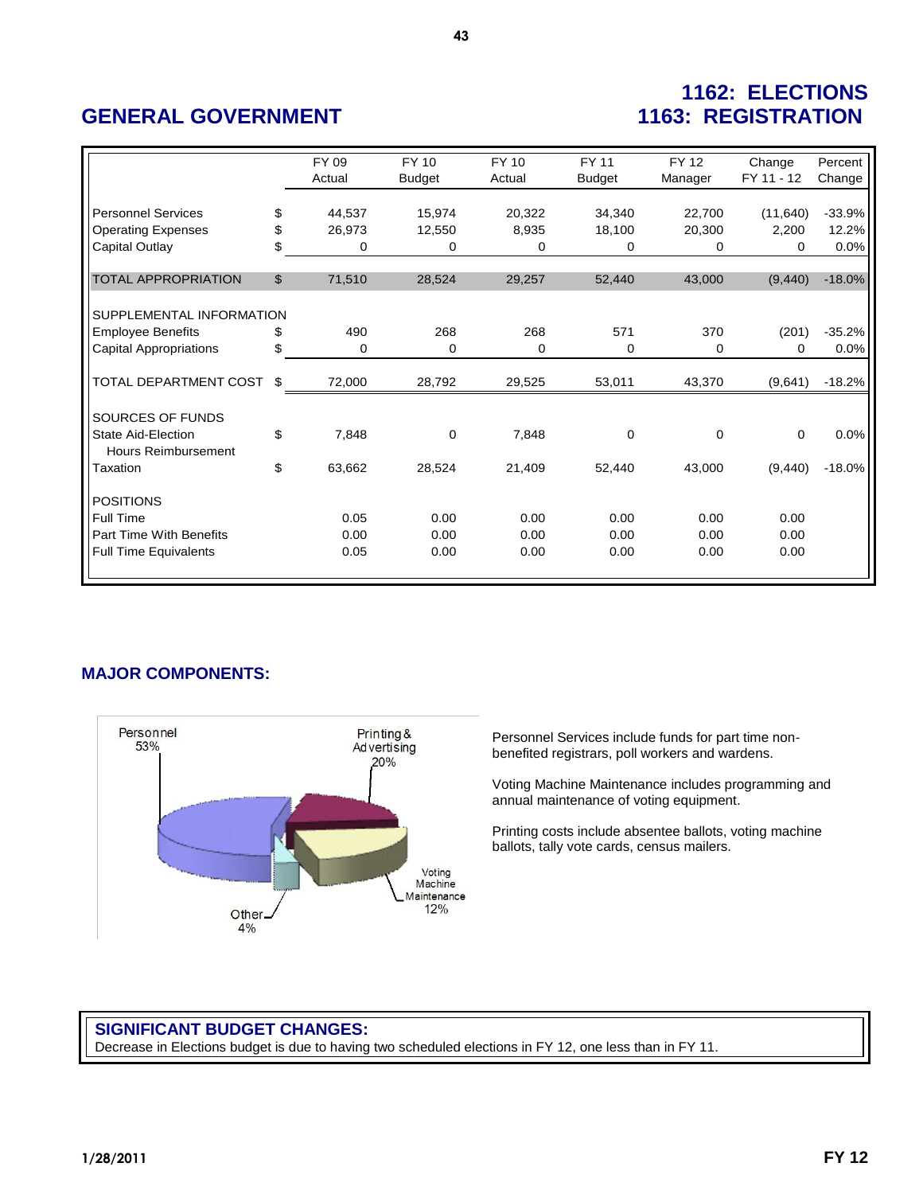# GENERAL GOVERNMENT

## 1162: ELECTIONS
## 1163: REGISTRATION

| | | FY 09 Actual | FY 10 Budget | FY 10 Actual | FY 11 Budget | FY 12 Manager | Change FY 11 - 12 | Percent Change |
|---|---|---|---|---|---|---|---|---|
| Personnel Services | $ | 44,537 | 15,974 | 20,322 | 34,340 | 22,700 | (11,640) | -33.9% |
| Operating Expenses | $ | 26,973 | 12,550 | 8,935 | 18,100 | 20,300 | 2,200 | 12.2% |
| Capital Outlay | $ | 0 | 0 | 0 | 0 | 0 | 0 | 0.0% |
| TOTAL APPROPRIATION | $ | 71,510 | 28,524 | 29,257 | 52,440 | 43,000 | (9,440) | -18.0% |
| SUPPLEMENTAL INFORMATION | | | | | | | | |
| Employee Benefits | $ | 490 | 268 | 268 | 571 | 370 | (201) | -35.2% |
| Capital Appropriations | $ | 0 | 0 | 0 | 0 | 0 | 0 | 0.0% |
| TOTAL DEPARTMENT COST | $ | 72,000 | 28,792 | 29,525 | 53,011 | 43,370 | (9,641) | -18.2% |
| SOURCES OF FUNDS | | | | | | | | |
| State Aid-Election Hours Reimbursement | $ | 7,848 | 0 | 7,848 | 0 | 0 | 0 | 0.0% |
| Taxation | $ | 63,662 | 28,524 | 21,409 | 52,440 | 43,000 | (9,440) | -18.0% |
| POSITIONS | | | | | | | | |
| Full Time | | 0.05 | 0.00 | 0.00 | 0.00 | 0.00 | 0.00 | |
| Part Time With Benefits | | 0.00 | 0.00 | 0.00 | 0.00 | 0.00 | 0.00 | |
| Full Time Equivalents | | 0.05 | 0.00 | 0.00 | 0.00 | 0.00 | 0.00 | |

## MAJOR COMPONENTS:

Personnel 53%; Printing & Advertising 20%; Voting Machine Maintenance 12%; Other 4%

Personnel Services include funds for part time non-benefited registrars, poll workers and wardens.

Voting Machine Maintenance includes programming and annual maintenance of voting equipment.

Printing costs include absentee ballots, voting machine ballots, tally vote cards, census mailers.

## SIGNIFICANT BUDGET CHANGES:

Decrease in Elections budget is due to having two scheduled elections in FY 12, one less than in FY 11.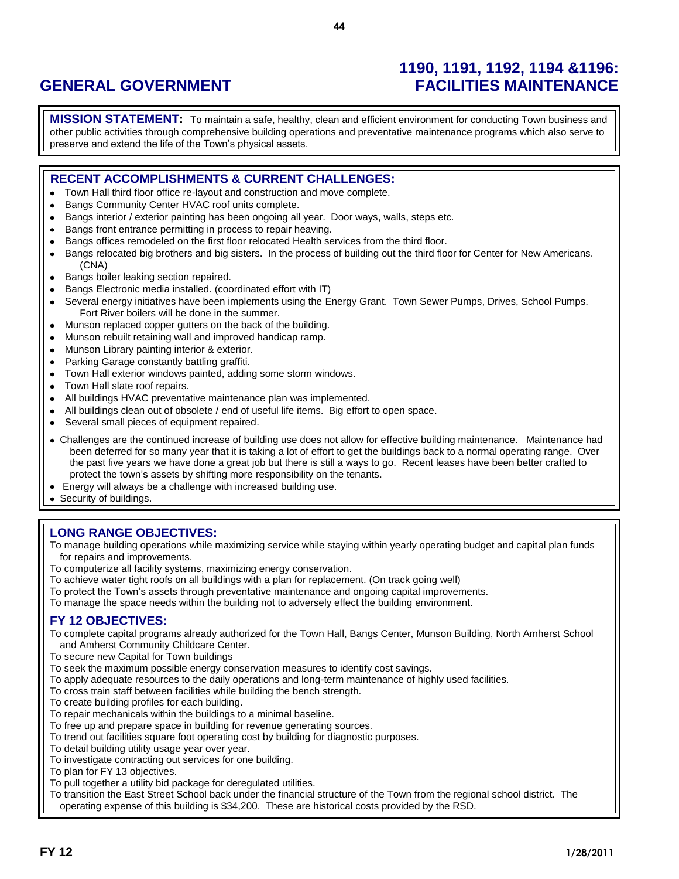# GENERAL GOVERNMENT

# 1190, 1191, 1192, 1194 &1196: FACILITIES MAINTENANCE

**MISSION STATEMENT:** To maintain a safe, healthy, clean and efficient environment for conducting Town business and other public activities through comprehensive building operations and preventative maintenance programs which also serve to preserve and extend the life of the Town's physical assets.

## RECENT ACCOMPLISHMENTS & CURRENT CHALLENGES:

- Town Hall third floor office re-layout and construction and move complete.
- Bangs Community Center HVAC roof units complete.
- Bangs interior / exterior painting has been ongoing all year. Door ways, walls, steps etc.
- Bangs front entrance permitting in process to repair heaving.
- Bangs offices remodeled on the first floor relocated Health services from the third floor.
- Bangs relocated big brothers and big sisters. In the process of building out the third floor for Center for New Americans. (CNA)
- Bangs boiler leaking section repaired.
- Bangs Electronic media installed. (coordinated effort with IT)
- Several energy initiatives have been implements using the Energy Grant. Town Sewer Pumps, Drives, School Pumps. Fort River boilers will be done in the summer.
- Munson replaced copper gutters on the back of the building.
- Munson rebuilt retaining wall and improved handicap ramp.
- Munson Library painting interior & exterior.
- Parking Garage constantly battling graffiti.
- Town Hall exterior windows painted, adding some storm windows.
- Town Hall slate roof repairs.
- All buildings HVAC preventative maintenance plan was implemented.
- All buildings clean out of obsolete / end of useful life items. Big effort to open space.
- Several small pieces of equipment repaired.

- Challenges are the continued increase of building use does not allow for effective building maintenance. Maintenance had been deferred for so many year that it is taking a lot of effort to get the buildings back to a normal operating range. Over the past five years we have done a great job but there is still a ways to go. Recent leases have been better crafted to protect the town's assets by shifting more responsibility on the tenants.
- Energy will always be a challenge with increased building use.
- Security of buildings.

## LONG RANGE OBJECTIVES:

To manage building operations while maximizing service while staying within yearly operating budget and capital plan funds for repairs and improvements.
To computerize all facility systems, maximizing energy conservation.
To achieve water tight roofs on all buildings with a plan for replacement. (On track going well)
To protect the Town's assets through preventative maintenance and ongoing capital improvements.
To manage the space needs within the building not to adversely effect the building environment.

## FY 12 OBJECTIVES:

To complete capital programs already authorized for the Town Hall, Bangs Center, Munson Building, North Amherst School and Amherst Community Childcare Center.
To secure new Capital for Town buildings
To seek the maximum possible energy conservation measures to identify cost savings.
To apply adequate resources to the daily operations and long-term maintenance of highly used facilities.
To cross train staff between facilities while building the bench strength.
To create building profiles for each building.
To repair mechanicals within the buildings to a minimal baseline.
To free up and prepare space in building for revenue generating sources.
To trend out facilities square foot operating cost by building for diagnostic purposes.
To detail building utility usage year over year.
To investigate contracting out services for one building.
To plan for FY 13 objectives.
To pull together a utility bid package for deregulated utilities.
To transition the East Street School back under the financial structure of the Town from the regional school district. The operating expense of this building is $34,200. These are historical costs provided by the RSD.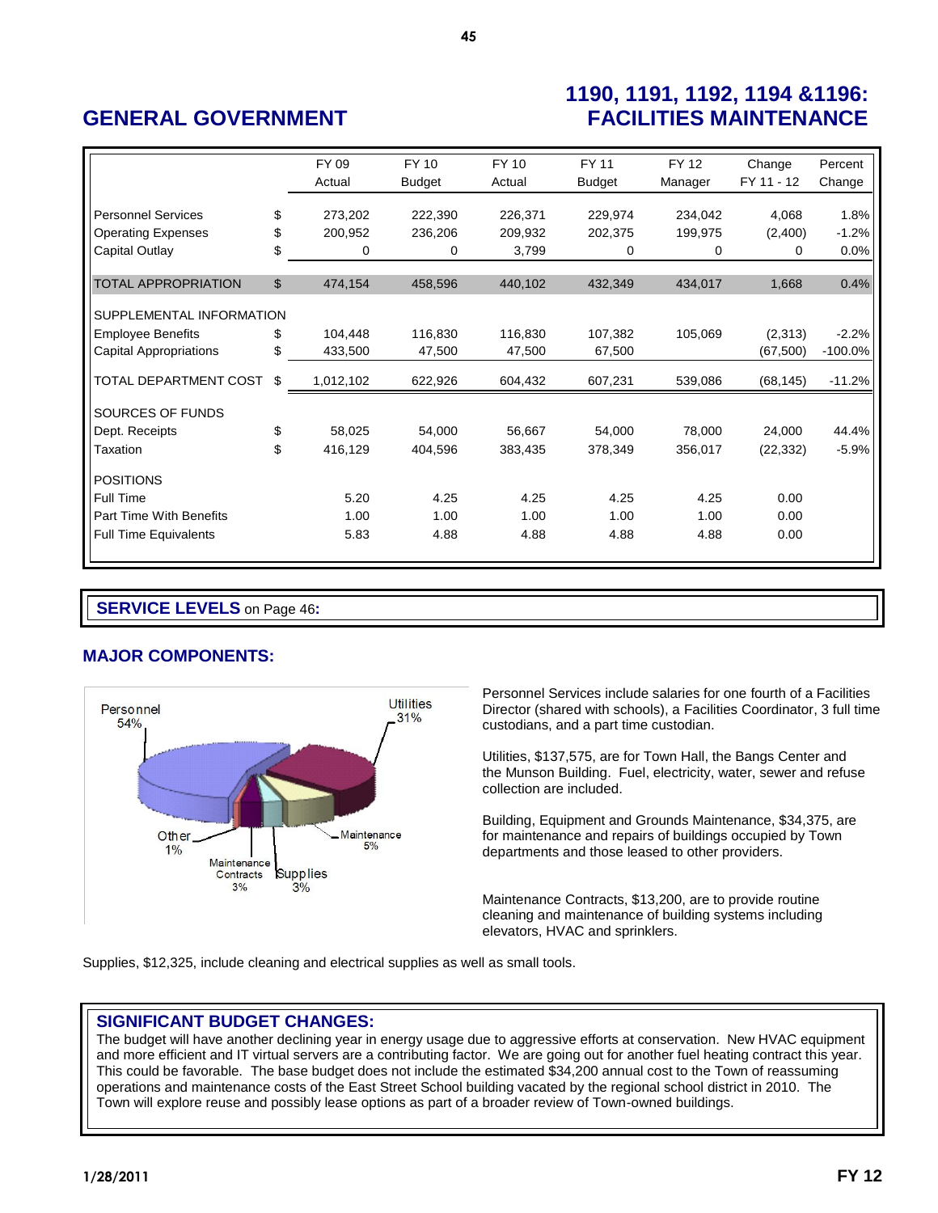# GENERAL GOVERNMENT

# 1190, 1191, 1192, 1194 &1196: FACILITIES MAINTENANCE

| | | FY 09 Actual | FY 10 Budget | FY 10 Actual | FY 11 Budget | FY 12 Manager | Change FY 11 - 12 | Percent Change |
|---|---|---|---|---|---|---|---|---|
| Personnel Services | $ | 273,202 | 222,390 | 226,371 | 229,974 | 234,042 | 4,068 | 1.8% |
| Operating Expenses | $ | 200,952 | 236,206 | 209,932 | 202,375 | 199,975 | (2,400) | -1.2% |
| Capital Outlay | $ | 0 | 0 | 3,799 | 0 | 0 | 0 | 0.0% |
| TOTAL APPROPRIATION | $ | 474,154 | 458,596 | 440,102 | 432,349 | 434,017 | 1,668 | 0.4% |
| SUPPLEMENTAL INFORMATION | | | | | | | | |
| Employee Benefits | $ | 104,448 | 116,830 | 116,830 | 107,382 | 105,069 | (2,313) | -2.2% |
| Capital Appropriations | $ | 433,500 | 47,500 | 47,500 | 67,500 | | (67,500) | -100.0% |
| TOTAL DEPARTMENT COST | $ | 1,012,102 | 622,926 | 604,432 | 607,231 | 539,086 | (68,145) | -11.2% |
| SOURCES OF FUNDS | | | | | | | | |
| Dept. Receipts | $ | 58,025 | 54,000 | 56,667 | 54,000 | 78,000 | 24,000 | 44.4% |
| Taxation | $ | 416,129 | 404,596 | 383,435 | 378,349 | 356,017 | (22,332) | -5.9% |
| POSITIONS | | | | | | | | |
| Full Time | | 5.20 | 4.25 | 4.25 | 4.25 | 4.25 | 0.00 | |
| Part Time With Benefits | | 1.00 | 1.00 | 1.00 | 1.00 | 1.00 | 0.00 | |
| Full Time Equivalents | | 5.83 | 4.88 | 4.88 | 4.88 | 4.88 | 0.00 | |

**SERVICE LEVELS** on Page 46**:**

## MAJOR COMPONENTS:

Personnel 54%, Utilities 31%, Maintenance 5%, Maintenance Contracts 3%, Supplies 3%, Other 1%

Personnel Services include salaries for one fourth of a Facilities Director (shared with schools), a Facilities Coordinator, 3 full time custodians, and a part time custodian.

Utilities, $137,575, are for Town Hall, the Bangs Center and the Munson Building. Fuel, electricity, water, sewer and refuse collection are included.

Building, Equipment and Grounds Maintenance, $34,375, are for maintenance and repairs of buildings occupied by Town departments and those leased to other providers.

Maintenance Contracts, $13,200, are to provide routine cleaning and maintenance of building systems including elevators, HVAC and sprinklers.

Supplies, $12,325, include cleaning and electrical supplies as well as small tools.

## SIGNIFICANT BUDGET CHANGES:

The budget will have another declining year in energy usage due to aggressive efforts at conservation. New HVAC equipment and more efficient and IT virtual servers are a contributing factor. We are going out for another fuel heating contract this year. This could be favorable. The base budget does not include the estimated $34,200 annual cost to the Town of reassuming operations and maintenance costs of the East Street School building vacated by the regional school district in 2010. The Town will explore reuse and possibly lease options as part of a broader review of Town-owned buildings.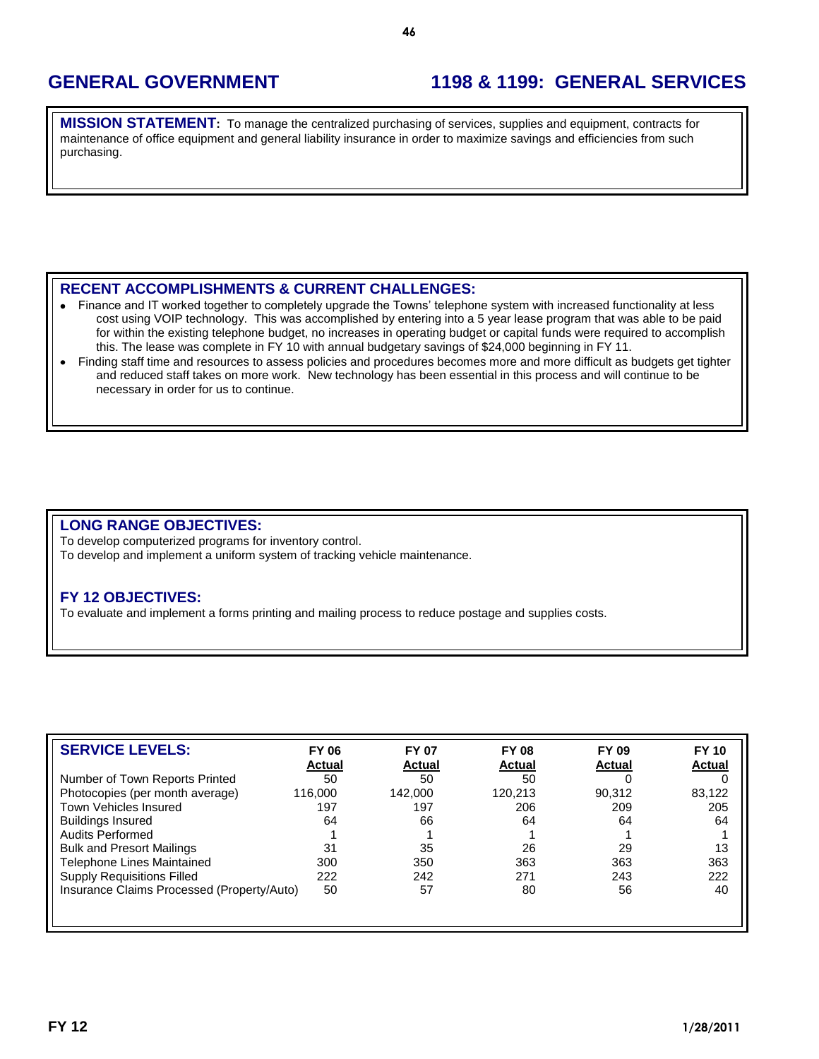# GENERAL GOVERNMENT

## 1198 & 1199: GENERAL SERVICES

**MISSION STATEMENT:** To manage the centralized purchasing of services, supplies and equipment, contracts for maintenance of office equipment and general liability insurance in order to maximize savings and efficiencies from such purchasing.

### RECENT ACCOMPLISHMENTS & CURRENT CHALLENGES:

- Finance and IT worked together to completely upgrade the Towns' telephone system with increased functionality at less cost using VOIP technology. This was accomplished by entering into a 5 year lease program that was able to be paid for within the existing telephone budget, no increases in operating budget or capital funds were required to accomplish this. The lease was complete in FY 10 with annual budgetary savings of $24,000 beginning in FY 11.
- Finding staff time and resources to assess policies and procedures becomes more and more difficult as budgets get tighter and reduced staff takes on more work. New technology has been essential in this process and will continue to be necessary in order for us to continue.

### LONG RANGE OBJECTIVES:

To develop computerized programs for inventory control.
To develop and implement a uniform system of tracking vehicle maintenance.

### FY 12 OBJECTIVES:

To evaluate and implement a forms printing and mailing process to reduce postage and supplies costs.

### SERVICE LEVELS:

| | FY 06 Actual | FY 07 Actual | FY 08 Actual | FY 09 Actual | FY 10 Actual |
|---|---|---|---|---|---|
| Number of Town Reports Printed | 50 | 50 | 50 | 0 | 0 |
| Photocopies (per month average) | 116,000 | 142,000 | 120,213 | 90,312 | 83,122 |
| Town Vehicles Insured | 197 | 197 | 206 | 209 | 205 |
| Buildings Insured | 64 | 66 | 64 | 64 | 64 |
| Audits Performed | 1 | 1 | 1 | 1 | 1 |
| Bulk and Presort Mailings | 31 | 35 | 26 | 29 | 13 |
| Telephone Lines Maintained | 300 | 350 | 363 | 363 | 363 |
| Supply Requisitions Filled | 222 | 242 | 271 | 243 | 222 |
| Insurance Claims Processed (Property/Auto) | 50 | 57 | 80 | 56 | 40 |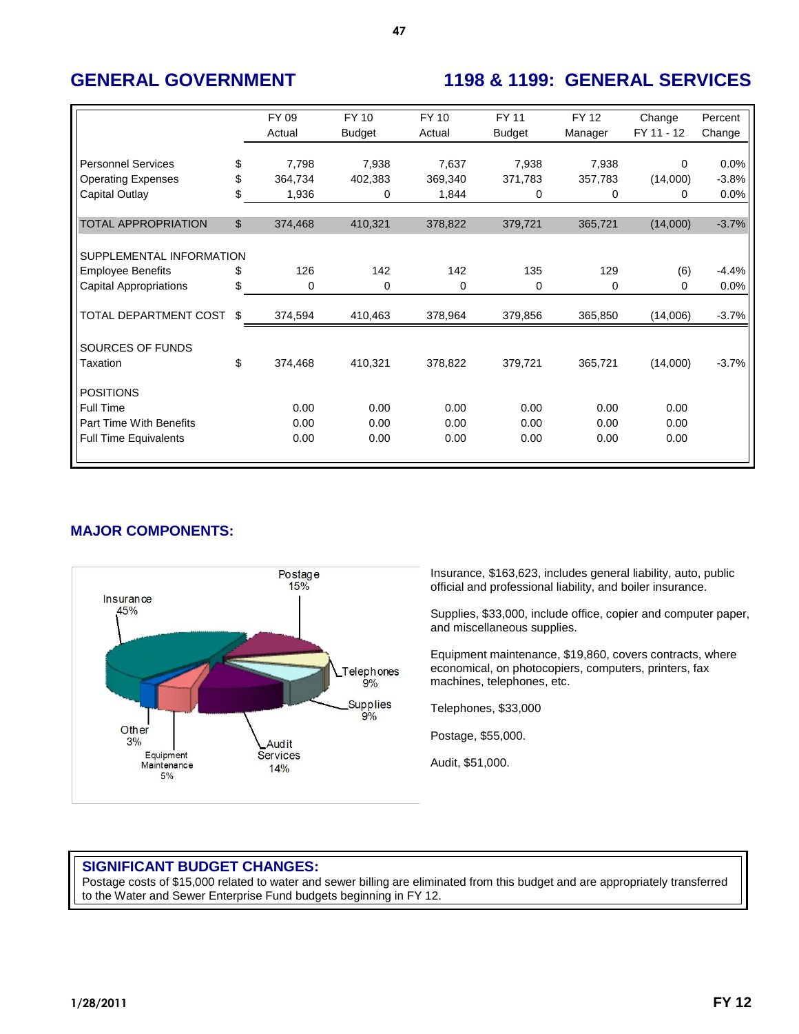## GENERAL GOVERNMENT

## 1198 & 1199: GENERAL SERVICES

| | | FY 09 Actual | FY 10 Budget | FY 10 Actual | FY 11 Budget | FY 12 Manager | Change FY 11 - 12 | Percent Change |
|---|---|---|---|---|---|---|---|---|
| Personnel Services | $ | 7,798 | 7,938 | 7,637 | 7,938 | 7,938 | 0 | 0.0% |
| Operating Expenses | $ | 364,734 | 402,383 | 369,340 | 371,783 | 357,783 | (14,000) | -3.8% |
| Capital Outlay | $ | 1,936 | 0 | 1,844 | 0 | 0 | 0 | 0.0% |
| TOTAL APPROPRIATION | $ | 374,468 | 410,321 | 378,822 | 379,721 | 365,721 | (14,000) | -3.7% |
| SUPPLEMENTAL INFORMATION | | | | | | | | |
| Employee Benefits | $ | 126 | 142 | 142 | 135 | 129 | (6) | -4.4% |
| Capital Appropriations | $ | 0 | 0 | 0 | 0 | 0 | 0 | 0.0% |
| TOTAL DEPARTMENT COST | $ | 374,594 | 410,463 | 378,964 | 379,856 | 365,850 | (14,006) | -3.7% |
| SOURCES OF FUNDS | | | | | | | | |
| Taxation | $ | 374,468 | 410,321 | 378,822 | 379,721 | 365,721 | (14,000) | -3.7% |
| POSITIONS | | | | | | | | |
| Full Time | | 0.00 | 0.00 | 0.00 | 0.00 | 0.00 | 0.00 | |
| Part Time With Benefits | | 0.00 | 0.00 | 0.00 | 0.00 | 0.00 | 0.00 | |
| Full Time Equivalents | | 0.00 | 0.00 | 0.00 | 0.00 | 0.00 | 0.00 | |

## MAJOR COMPONENTS:

Insurance 45%, Postage 15%, Telephones 9%, Supplies 9%, Audit Services 14%, Equipment Maintenance 5%, Other 3%

Insurance, $163,623, includes general liability, auto, public official and professional liability, and boiler insurance.

Supplies, $33,000, include office, copier and computer paper, and miscellaneous supplies.

Equipment maintenance, $19,860, covers contracts, where economical, on photocopiers, computers, printers, fax machines, telephones, etc.

Telephones, $33,000

Postage, $55,000.

Audit, $51,000.

### SIGNIFICANT BUDGET CHANGES:

Postage costs of $15,000 related to water and sewer billing are eliminated from this budget and are appropriately transferred to the Water and Sewer Enterprise Fund budgets beginning in FY 12.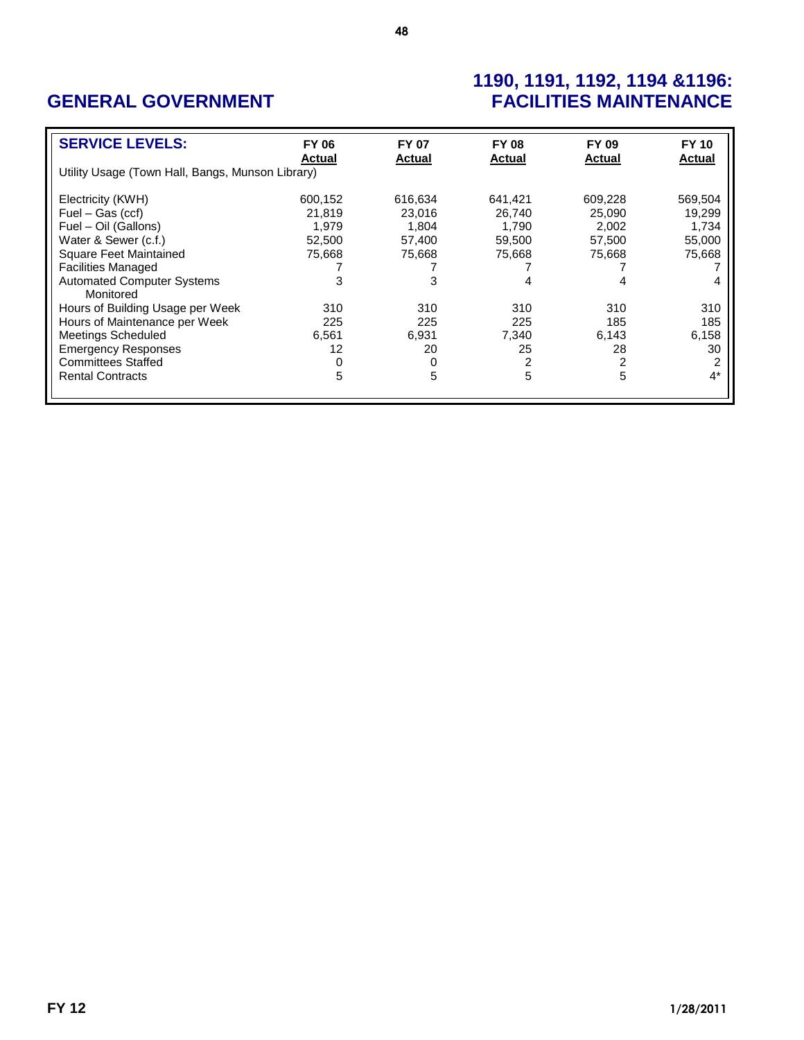## GENERAL GOVERNMENT

## 1190, 1191, 1192, 1194 &1196: FACILITIES MAINTENANCE

| SERVICE LEVELS: | FY 06 Actual | FY 07 Actual | FY 08 Actual | FY 09 Actual | FY 10 Actual |
|---|---|---|---|---|---|
| Utility Usage (Town Hall, Bangs, Munson Library) | | | | | |
| Electricity (KWH) | 600,152 | 616,634 | 641,421 | 609,228 | 569,504 |
| Fuel – Gas (ccf) | 21,819 | 23,016 | 26,740 | 25,090 | 19,299 |
| Fuel – Oil (Gallons) | 1,979 | 1,804 | 1,790 | 2,002 | 1,734 |
| Water & Sewer (c.f.) | 52,500 | 57,400 | 59,500 | 57,500 | 55,000 |
| Square Feet Maintained | 75,668 | 75,668 | 75,668 | 75,668 | 75,668 |
| Facilities Managed | 7 | 7 | 7 | 7 | 7 |
| Automated Computer Systems Monitored | 3 | 3 | 4 | 4 | 4 |
| Hours of Building Usage per Week | 310 | 310 | 310 | 310 | 310 |
| Hours of Maintenance per Week | 225 | 225 | 225 | 185 | 185 |
| Meetings Scheduled | 6,561 | 6,931 | 7,340 | 6,143 | 6,158 |
| Emergency Responses | 12 | 20 | 25 | 28 | 30 |
| Committees Staffed | 0 | 0 | 2 | 2 | 2 |
| Rental Contracts | 5 | 5 | 5 | 5 | 4* |